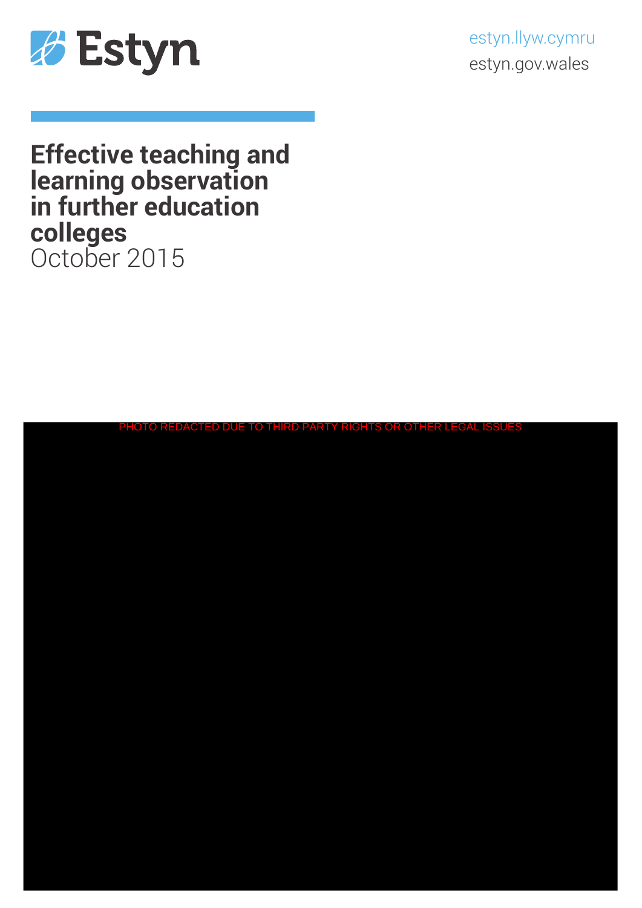Estyn

estyn.llyw.cymru

estyn.gov.wales

# Effective teaching and learning observation in further education colleges

October 2015

PHOTO REDACTED DUE TO THIRD PARTY RIGHTS OR OTHER LEGAL ISSUES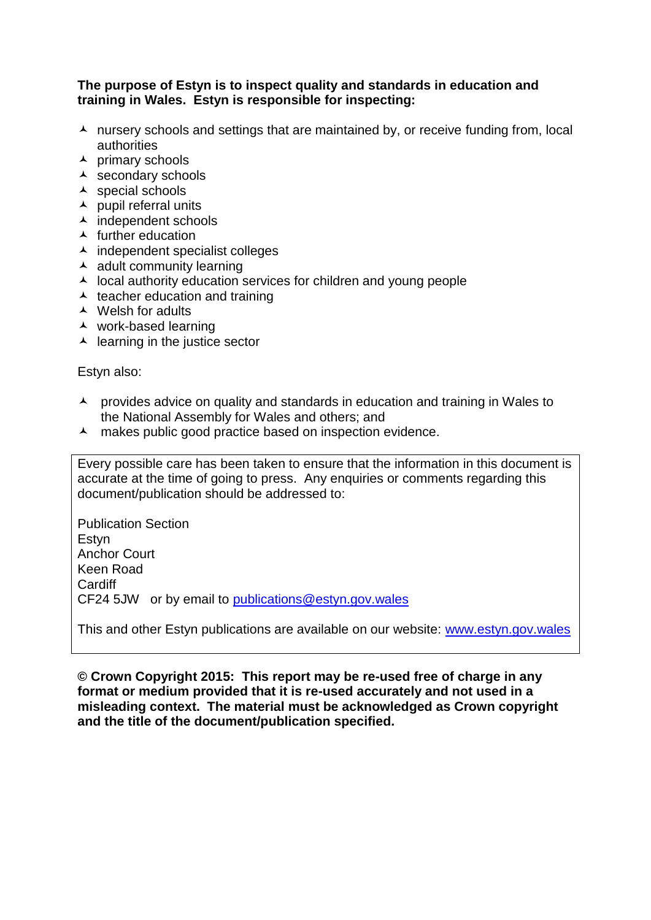**The purpose of Estyn is to inspect quality and standards in education and training in Wales. Estyn is responsible for inspecting:**

- nursery schools and settings that are maintained by, or receive funding from, local authorities
- primary schools
- secondary schools
- special schools
- pupil referral units
- independent schools
- further education
- independent specialist colleges
- adult community learning
- local authority education services for children and young people
- teacher education and training
- Welsh for adults
- work-based learning
- learning in the justice sector

Estyn also:

- provides advice on quality and standards in education and training in Wales to the National Assembly for Wales and others; and
- makes public good practice based on inspection evidence.

Every possible care has been taken to ensure that the information in this document is accurate at the time of going to press. Any enquiries or comments regarding this document/publication should be addressed to:

Publication Section
Estyn
Anchor Court
Keen Road
Cardiff
CF24 5JW or by email to publications@estyn.gov.wales

This and other Estyn publications are available on our website: www.estyn.gov.wales

**© Crown Copyright 2015: This report may be re-used free of charge in any format or medium provided that it is re-used accurately and not used in a misleading context. The material must be acknowledged as Crown copyright and the title of the document/publication specified.**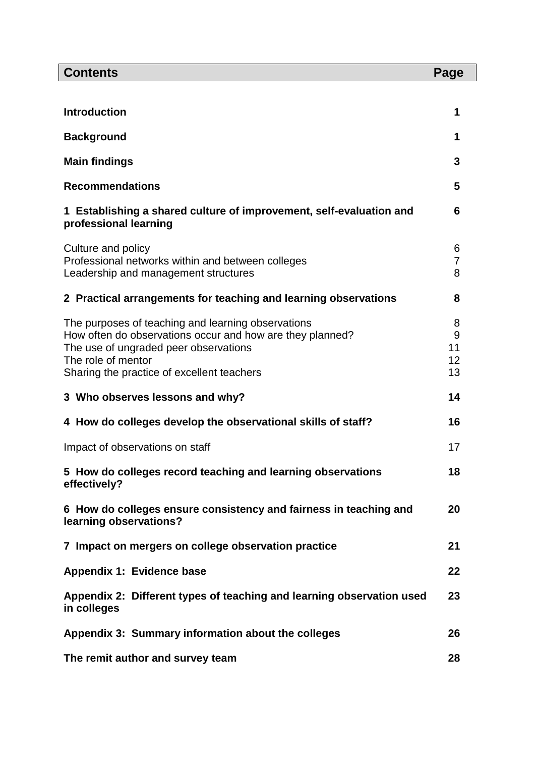| **Contents** | **Page** |
|---|---|
| **Introduction** | **1** |
| **Background** | **1** |
| **Main findings** | **3** |
| **Recommendations** | **5** |
| **1 Establishing a shared culture of improvement, self-evaluation and professional learning** | **6** |
| Culture and policy | 6 |
| Professional networks within and between colleges | 7 |
| Leadership and management structures | 8 |
| **2 Practical arrangements for teaching and learning observations** | **8** |
| The purposes of teaching and learning observations | 8 |
| How often do observations occur and how are they planned? | 9 |
| The use of ungraded peer observations | 11 |
| The role of mentor | 12 |
| Sharing the practice of excellent teachers | 13 |
| **3 Who observes lessons and why?** | **14** |
| **4 How do colleges develop the observational skills of staff?** | **16** |
| Impact of observations on staff | 17 |
| **5 How do colleges record teaching and learning observations effectively?** | **18** |
| **6 How do colleges ensure consistency and fairness in teaching and learning observations?** | **20** |
| **7 Impact on mergers on college observation practice** | **21** |
| **Appendix 1: Evidence base** | **22** |
| **Appendix 2: Different types of teaching and learning observation used in colleges** | **23** |
| **Appendix 3: Summary information about the colleges** | **26** |
| **The remit author and survey team** | **28** |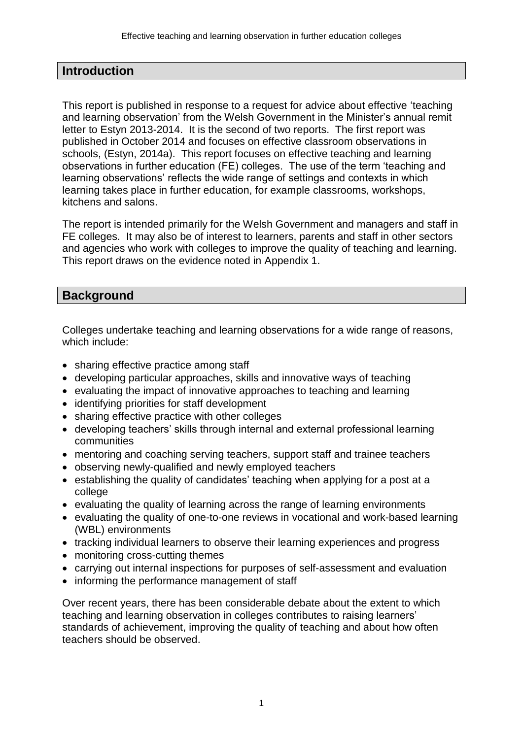## Introduction

This report is published in response to a request for advice about effective 'teaching and learning observation' from the Welsh Government in the Minister's annual remit letter to Estyn 2013-2014. It is the second of two reports. The first report was published in October 2014 and focuses on effective classroom observations in schools, (Estyn, 2014a). This report focuses on effective teaching and learning observations in further education (FE) colleges. The use of the term 'teaching and learning observations' reflects the wide range of settings and contexts in which learning takes place in further education, for example classrooms, workshops, kitchens and salons.

The report is intended primarily for the Welsh Government and managers and staff in FE colleges. It may also be of interest to learners, parents and staff in other sectors and agencies who work with colleges to improve the quality of teaching and learning. This report draws on the evidence noted in Appendix 1.

## Background

Colleges undertake teaching and learning observations for a wide range of reasons, which include:

- sharing effective practice among staff
- developing particular approaches, skills and innovative ways of teaching
- evaluating the impact of innovative approaches to teaching and learning
- identifying priorities for staff development
- sharing effective practice with other colleges
- developing teachers' skills through internal and external professional learning communities
- mentoring and coaching serving teachers, support staff and trainee teachers
- observing newly-qualified and newly employed teachers
- establishing the quality of candidates' teaching when applying for a post at a college
- evaluating the quality of learning across the range of learning environments
- evaluating the quality of one-to-one reviews in vocational and work-based learning (WBL) environments
- tracking individual learners to observe their learning experiences and progress
- monitoring cross-cutting themes
- carrying out internal inspections for purposes of self-assessment and evaluation
- informing the performance management of staff

Over recent years, there has been considerable debate about the extent to which teaching and learning observation in colleges contributes to raising learners' standards of achievement, improving the quality of teaching and about how often teachers should be observed.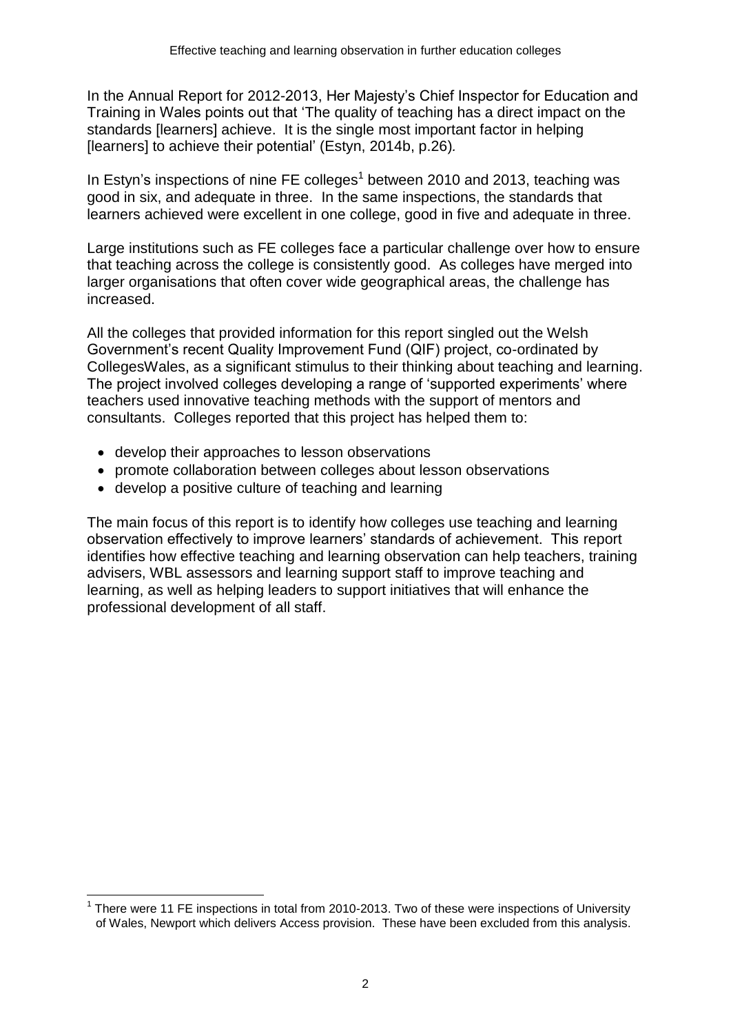In the Annual Report for 2012-2013, Her Majesty's Chief Inspector for Education and Training in Wales points out that 'The quality of teaching has a direct impact on the standards [learners] achieve. It is the single most important factor in helping [learners] to achieve their potential' (Estyn, 2014b, p.26).

In Estyn's inspections of nine FE colleges[1] between 2010 and 2013, teaching was good in six, and adequate in three. In the same inspections, the standards that learners achieved were excellent in one college, good in five and adequate in three.

Large institutions such as FE colleges face a particular challenge over how to ensure that teaching across the college is consistently good. As colleges have merged into larger organisations that often cover wide geographical areas, the challenge has increased.

All the colleges that provided information for this report singled out the Welsh Government's recent Quality Improvement Fund (QIF) project, co-ordinated by CollegesWales, as a significant stimulus to their thinking about teaching and learning. The project involved colleges developing a range of 'supported experiments' where teachers used innovative teaching methods with the support of mentors and consultants. Colleges reported that this project has helped them to:

- develop their approaches to lesson observations
- promote collaboration between colleges about lesson observations
- develop a positive culture of teaching and learning

The main focus of this report is to identify how colleges use teaching and learning observation effectively to improve learners' standards of achievement. This report identifies how effective teaching and learning observation can help teachers, training advisers, WBL assessors and learning support staff to improve teaching and learning, as well as helping leaders to support initiatives that will enhance the professional development of all staff.

---

[1] There were 11 FE inspections in total from 2010-2013. Two of these were inspections of University of Wales, Newport which delivers Access provision. These have been excluded from this analysis.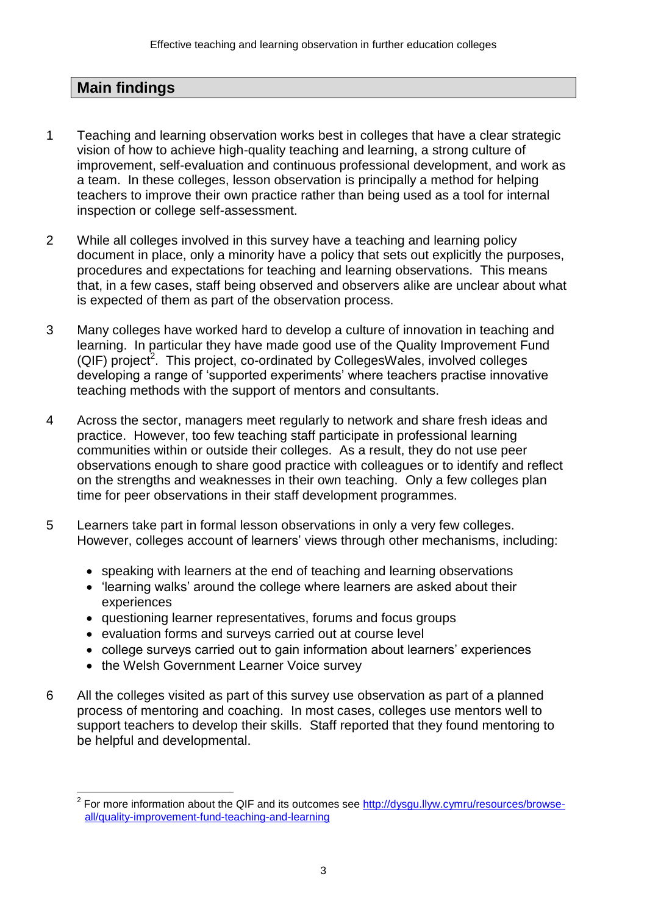## Main findings

1 Teaching and learning observation works best in colleges that have a clear strategic vision of how to achieve high-quality teaching and learning, a strong culture of improvement, self-evaluation and continuous professional development, and work as a team. In these colleges, lesson observation is principally a method for helping teachers to improve their own practice rather than being used as a tool for internal inspection or college self-assessment.

2 While all colleges involved in this survey have a teaching and learning policy document in place, only a minority have a policy that sets out explicitly the purposes, procedures and expectations for teaching and learning observations. This means that, in a few cases, staff being observed and observers alike are unclear about what is expected of them as part of the observation process.

3 Many colleges have worked hard to develop a culture of innovation in teaching and learning. In particular they have made good use of the Quality Improvement Fund (QIF) project[2]. This project, co-ordinated by CollegesWales, involved colleges developing a range of 'supported experiments' where teachers practise innovative teaching methods with the support of mentors and consultants.

4 Across the sector, managers meet regularly to network and share fresh ideas and practice. However, too few teaching staff participate in professional learning communities within or outside their colleges. As a result, they do not use peer observations enough to share good practice with colleagues or to identify and reflect on the strengths and weaknesses in their own teaching. Only a few colleges plan time for peer observations in their staff development programmes.

5 Learners take part in formal lesson observations in only a very few colleges. However, colleges account of learners' views through other mechanisms, including:

- speaking with learners at the end of teaching and learning observations
- 'learning walks' around the college where learners are asked about their experiences
- questioning learner representatives, forums and focus groups
- evaluation forms and surveys carried out at course level
- college surveys carried out to gain information about learners' experiences
- the Welsh Government Learner Voice survey

6 All the colleges visited as part of this survey use observation as part of a planned process of mentoring and coaching. In most cases, colleges use mentors well to support teachers to develop their skills. Staff reported that they found mentoring to be helpful and developmental.

---

[2] For more information about the QIF and its outcomes see http://dysgu.llyw.cymru/resources/browse-all/quality-improvement-fund-teaching-and-learning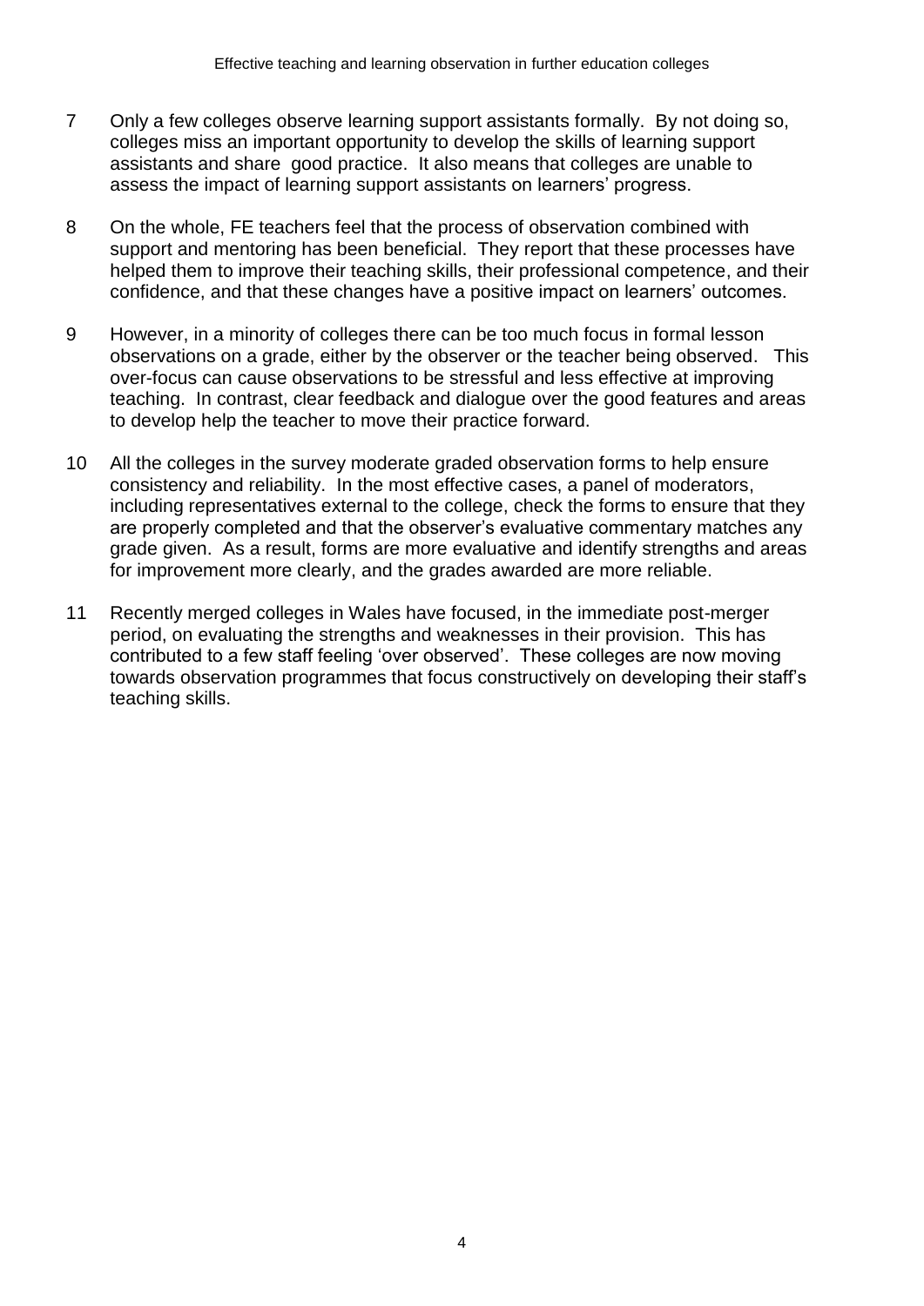7 Only a few colleges observe learning support assistants formally. By not doing so, colleges miss an important opportunity to develop the skills of learning support assistants and share good practice. It also means that colleges are unable to assess the impact of learning support assistants on learners' progress.

8 On the whole, FE teachers feel that the process of observation combined with support and mentoring has been beneficial. They report that these processes have helped them to improve their teaching skills, their professional competence, and their confidence, and that these changes have a positive impact on learners' outcomes.

9 However, in a minority of colleges there can be too much focus in formal lesson observations on a grade, either by the observer or the teacher being observed. This over-focus can cause observations to be stressful and less effective at improving teaching. In contrast, clear feedback and dialogue over the good features and areas to develop help the teacher to move their practice forward.

10 All the colleges in the survey moderate graded observation forms to help ensure consistency and reliability. In the most effective cases, a panel of moderators, including representatives external to the college, check the forms to ensure that they are properly completed and that the observer's evaluative commentary matches any grade given. As a result, forms are more evaluative and identify strengths and areas for improvement more clearly, and the grades awarded are more reliable.

11 Recently merged colleges in Wales have focused, in the immediate post-merger period, on evaluating the strengths and weaknesses in their provision. This has contributed to a few staff feeling 'over observed'. These colleges are now moving towards observation programmes that focus constructively on developing their staff's teaching skills.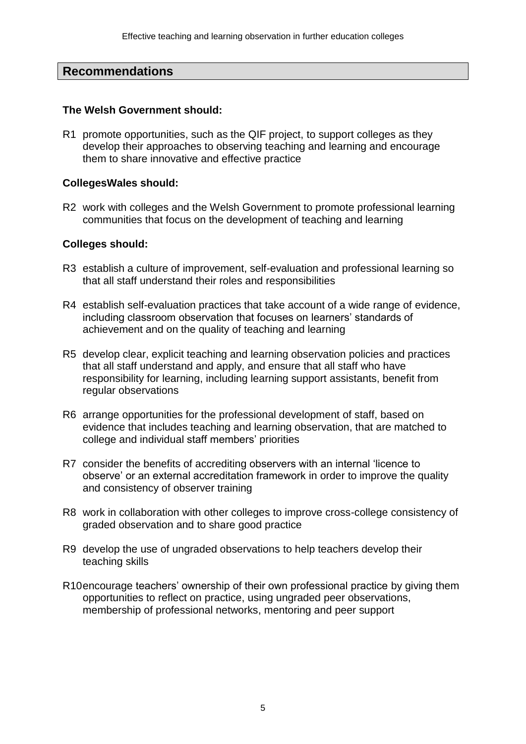## Recommendations

**The Welsh Government should:**

R1 promote opportunities, such as the QIF project, to support colleges as they develop their approaches to observing teaching and learning and encourage them to share innovative and effective practice

**CollegesWales should:**

R2 work with colleges and the Welsh Government to promote professional learning communities that focus on the development of teaching and learning

**Colleges should:**

R3 establish a culture of improvement, self-evaluation and professional learning so that all staff understand their roles and responsibilities

R4 establish self-evaluation practices that take account of a wide range of evidence, including classroom observation that focuses on learners' standards of achievement and on the quality of teaching and learning

R5 develop clear, explicit teaching and learning observation policies and practices that all staff understand and apply, and ensure that all staff who have responsibility for learning, including learning support assistants, benefit from regular observations

R6 arrange opportunities for the professional development of staff, based on evidence that includes teaching and learning observation, that are matched to college and individual staff members' priorities

R7 consider the benefits of accrediting observers with an internal 'licence to observe' or an external accreditation framework in order to improve the quality and consistency of observer training

R8 work in collaboration with other colleges to improve cross-college consistency of graded observation and to share good practice

R9 develop the use of ungraded observations to help teachers develop their teaching skills

R10 encourage teachers' ownership of their own professional practice by giving them opportunities to reflect on practice, using ungraded peer observations, membership of professional networks, mentoring and peer support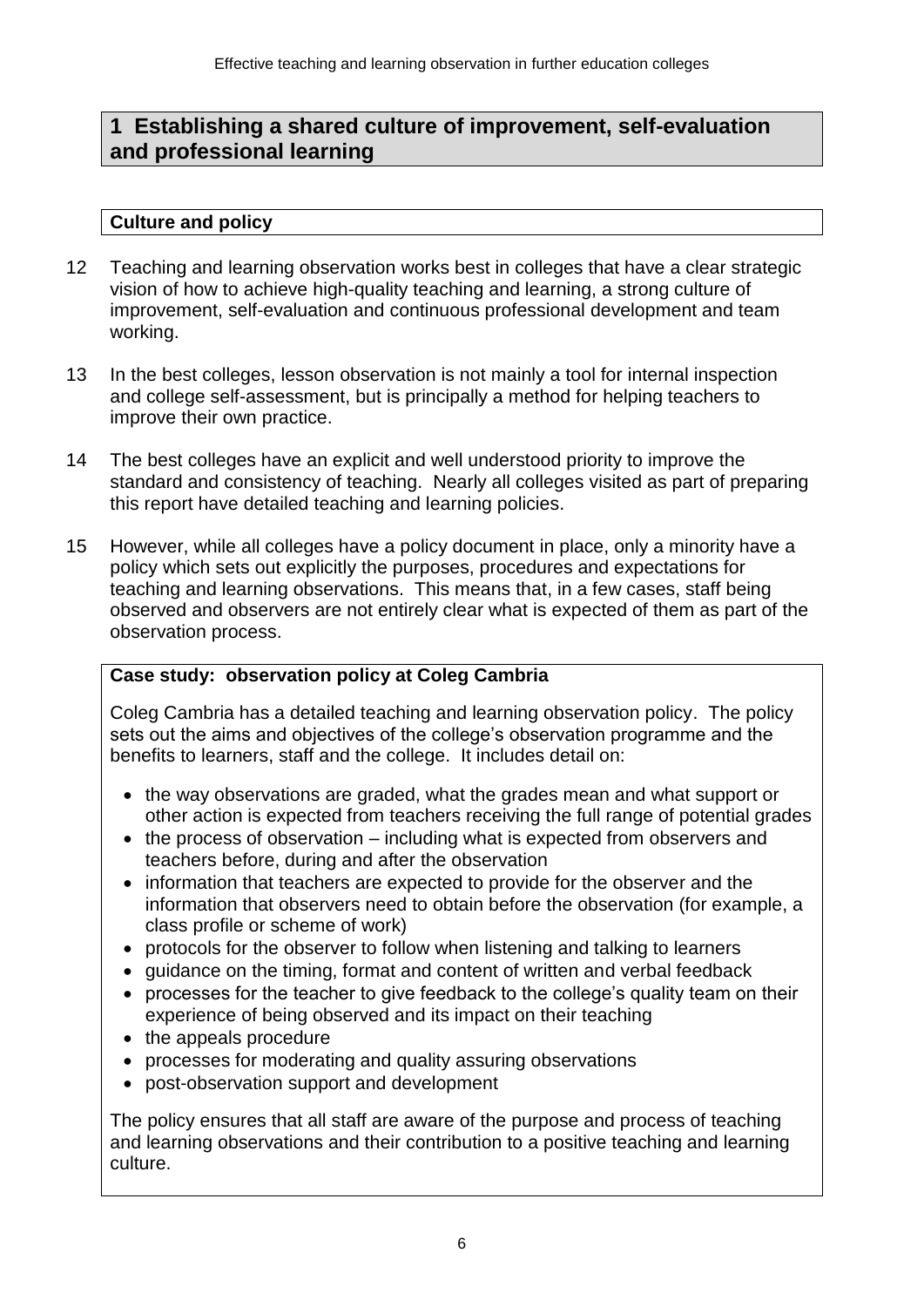## 1 Establishing a shared culture of improvement, self-evaluation and professional learning

### Culture and policy

12 Teaching and learning observation works best in colleges that have a clear strategic vision of how to achieve high-quality teaching and learning, a strong culture of improvement, self-evaluation and continuous professional development and team working.

13 In the best colleges, lesson observation is not mainly a tool for internal inspection and college self-assessment, but is principally a method for helping teachers to improve their own practice.

14 The best colleges have an explicit and well understood priority to improve the standard and consistency of teaching. Nearly all colleges visited as part of preparing this report have detailed teaching and learning policies.

15 However, while all colleges have a policy document in place, only a minority have a policy which sets out explicitly the purposes, procedures and expectations for teaching and learning observations. This means that, in a few cases, staff being observed and observers are not entirely clear what is expected of them as part of the observation process.

**Case study: observation policy at Coleg Cambria**

Coleg Cambria has a detailed teaching and learning observation policy. The policy sets out the aims and objectives of the college's observation programme and the benefits to learners, staff and the college. It includes detail on:

- the way observations are graded, what the grades mean and what support or other action is expected from teachers receiving the full range of potential grades
- the process of observation – including what is expected from observers and teachers before, during and after the observation
- information that teachers are expected to provide for the observer and the information that observers need to obtain before the observation (for example, a class profile or scheme of work)
- protocols for the observer to follow when listening and talking to learners
- guidance on the timing, format and content of written and verbal feedback
- processes for the teacher to give feedback to the college's quality team on their experience of being observed and its impact on their teaching
- the appeals procedure
- processes for moderating and quality assuring observations
- post-observation support and development

The policy ensures that all staff are aware of the purpose and process of teaching and learning observations and their contribution to a positive teaching and learning culture.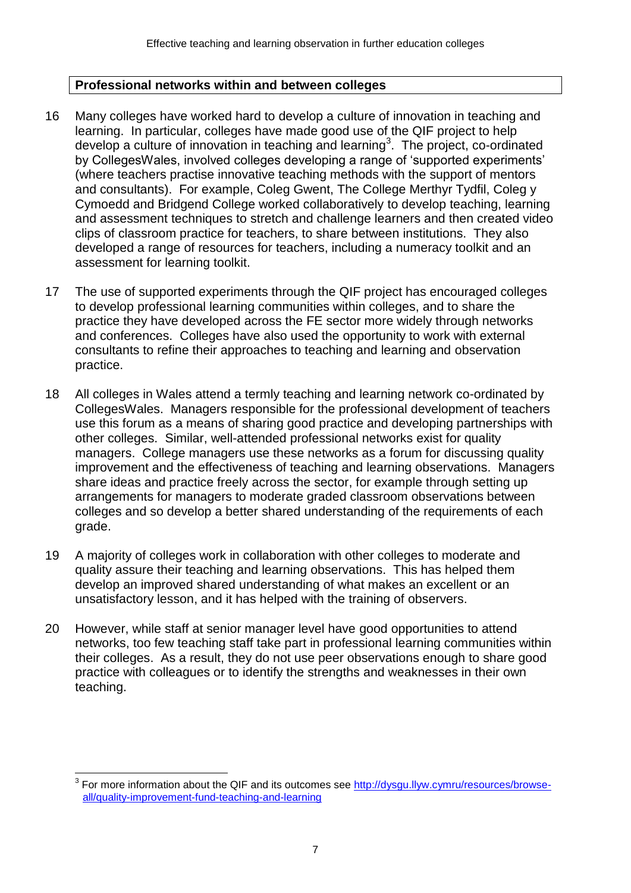## Professional networks within and between colleges

16 Many colleges have worked hard to develop a culture of innovation in teaching and learning. In particular, colleges have made good use of the QIF project to help develop a culture of innovation in teaching and learning[3]. The project, co-ordinated by CollegesWales, involved colleges developing a range of 'supported experiments' (where teachers practise innovative teaching methods with the support of mentors and consultants). For example, Coleg Gwent, The College Merthyr Tydfil, Coleg y Cymoedd and Bridgend College worked collaboratively to develop teaching, learning and assessment techniques to stretch and challenge learners and then created video clips of classroom practice for teachers, to share between institutions. They also developed a range of resources for teachers, including a numeracy toolkit and an assessment for learning toolkit.

17 The use of supported experiments through the QIF project has encouraged colleges to develop professional learning communities within colleges, and to share the practice they have developed across the FE sector more widely through networks and conferences. Colleges have also used the opportunity to work with external consultants to refine their approaches to teaching and learning and observation practice.

18 All colleges in Wales attend a termly teaching and learning network co-ordinated by CollegesWales. Managers responsible for the professional development of teachers use this forum as a means of sharing good practice and developing partnerships with other colleges. Similar, well-attended professional networks exist for quality managers. College managers use these networks as a forum for discussing quality improvement and the effectiveness of teaching and learning observations. Managers share ideas and practice freely across the sector, for example through setting up arrangements for managers to moderate graded classroom observations between colleges and so develop a better shared understanding of the requirements of each grade.

19 A majority of colleges work in collaboration with other colleges to moderate and quality assure their teaching and learning observations. This has helped them develop an improved shared understanding of what makes an excellent or an unsatisfactory lesson, and it has helped with the training of observers.

20 However, while staff at senior manager level have good opportunities to attend networks, too few teaching staff take part in professional learning communities within their colleges. As a result, they do not use peer observations enough to share good practice with colleagues or to identify the strengths and weaknesses in their own teaching.

---

[3] For more information about the QIF and its outcomes see http://dysgu.llyw.cymru/resources/browse-all/quality-improvement-fund-teaching-and-learning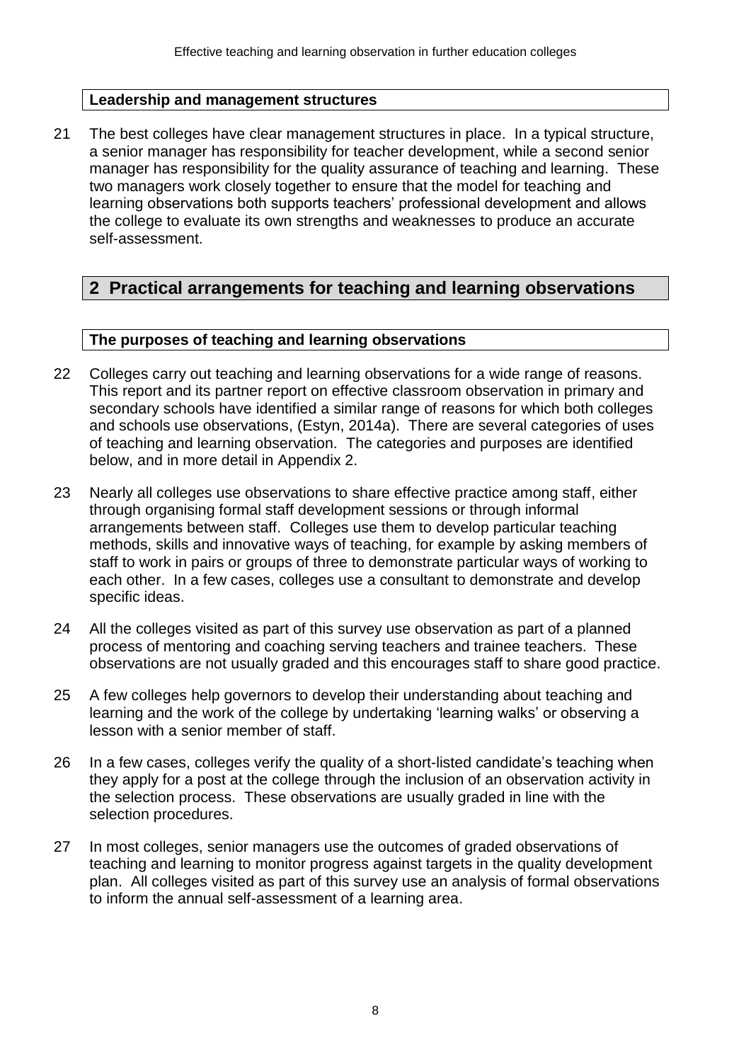### Leadership and management structures

21 The best colleges have clear management structures in place. In a typical structure, a senior manager has responsibility for teacher development, while a second senior manager has responsibility for the quality assurance of teaching and learning. These two managers work closely together to ensure that the model for teaching and learning observations both supports teachers' professional development and allows the college to evaluate its own strengths and weaknesses to produce an accurate self-assessment.

## 2 Practical arrangements for teaching and learning observations

### The purposes of teaching and learning observations

22 Colleges carry out teaching and learning observations for a wide range of reasons. This report and its partner report on effective classroom observation in primary and secondary schools have identified a similar range of reasons for which both colleges and schools use observations, (Estyn, 2014a). There are several categories of uses of teaching and learning observation. The categories and purposes are identified below, and in more detail in Appendix 2.

23 Nearly all colleges use observations to share effective practice among staff, either through organising formal staff development sessions or through informal arrangements between staff. Colleges use them to develop particular teaching methods, skills and innovative ways of teaching, for example by asking members of staff to work in pairs or groups of three to demonstrate particular ways of working to each other. In a few cases, colleges use a consultant to demonstrate and develop specific ideas.

24 All the colleges visited as part of this survey use observation as part of a planned process of mentoring and coaching serving teachers and trainee teachers. These observations are not usually graded and this encourages staff to share good practice.

25 A few colleges help governors to develop their understanding about teaching and learning and the work of the college by undertaking 'learning walks' or observing a lesson with a senior member of staff.

26 In a few cases, colleges verify the quality of a short-listed candidate's teaching when they apply for a post at the college through the inclusion of an observation activity in the selection process. These observations are usually graded in line with the selection procedures.

27 In most colleges, senior managers use the outcomes of graded observations of teaching and learning to monitor progress against targets in the quality development plan. All colleges visited as part of this survey use an analysis of formal observations to inform the annual self-assessment of a learning area.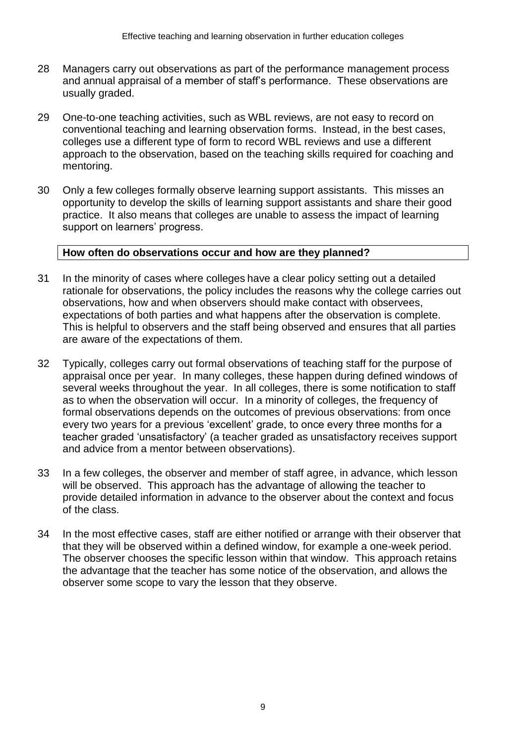28 Managers carry out observations as part of the performance management process and annual appraisal of a member of staff's performance. These observations are usually graded.

29 One-to-one teaching activities, such as WBL reviews, are not easy to record on conventional teaching and learning observation forms. Instead, in the best cases, colleges use a different type of form to record WBL reviews and use a different approach to the observation, based on the teaching skills required for coaching and mentoring.

30 Only a few colleges formally observe learning support assistants. This misses an opportunity to develop the skills of learning support assistants and share their good practice. It also means that colleges are unable to assess the impact of learning support on learners' progress.

### How often do observations occur and how are they planned?

31 In the minority of cases where colleges have a clear policy setting out a detailed rationale for observations, the policy includes the reasons why the college carries out observations, how and when observers should make contact with observees, expectations of both parties and what happens after the observation is complete. This is helpful to observers and the staff being observed and ensures that all parties are aware of the expectations of them.

32 Typically, colleges carry out formal observations of teaching staff for the purpose of appraisal once per year. In many colleges, these happen during defined windows of several weeks throughout the year. In all colleges, there is some notification to staff as to when the observation will occur. In a minority of colleges, the frequency of formal observations depends on the outcomes of previous observations: from once every two years for a previous 'excellent' grade, to once every three months for a teacher graded 'unsatisfactory' (a teacher graded as unsatisfactory receives support and advice from a mentor between observations).

33 In a few colleges, the observer and member of staff agree, in advance, which lesson will be observed. This approach has the advantage of allowing the teacher to provide detailed information in advance to the observer about the context and focus of the class.

34 In the most effective cases, staff are either notified or arrange with their observer that that they will be observed within a defined window, for example a one-week period. The observer chooses the specific lesson within that window. This approach retains the advantage that the teacher has some notice of the observation, and allows the observer some scope to vary the lesson that they observe.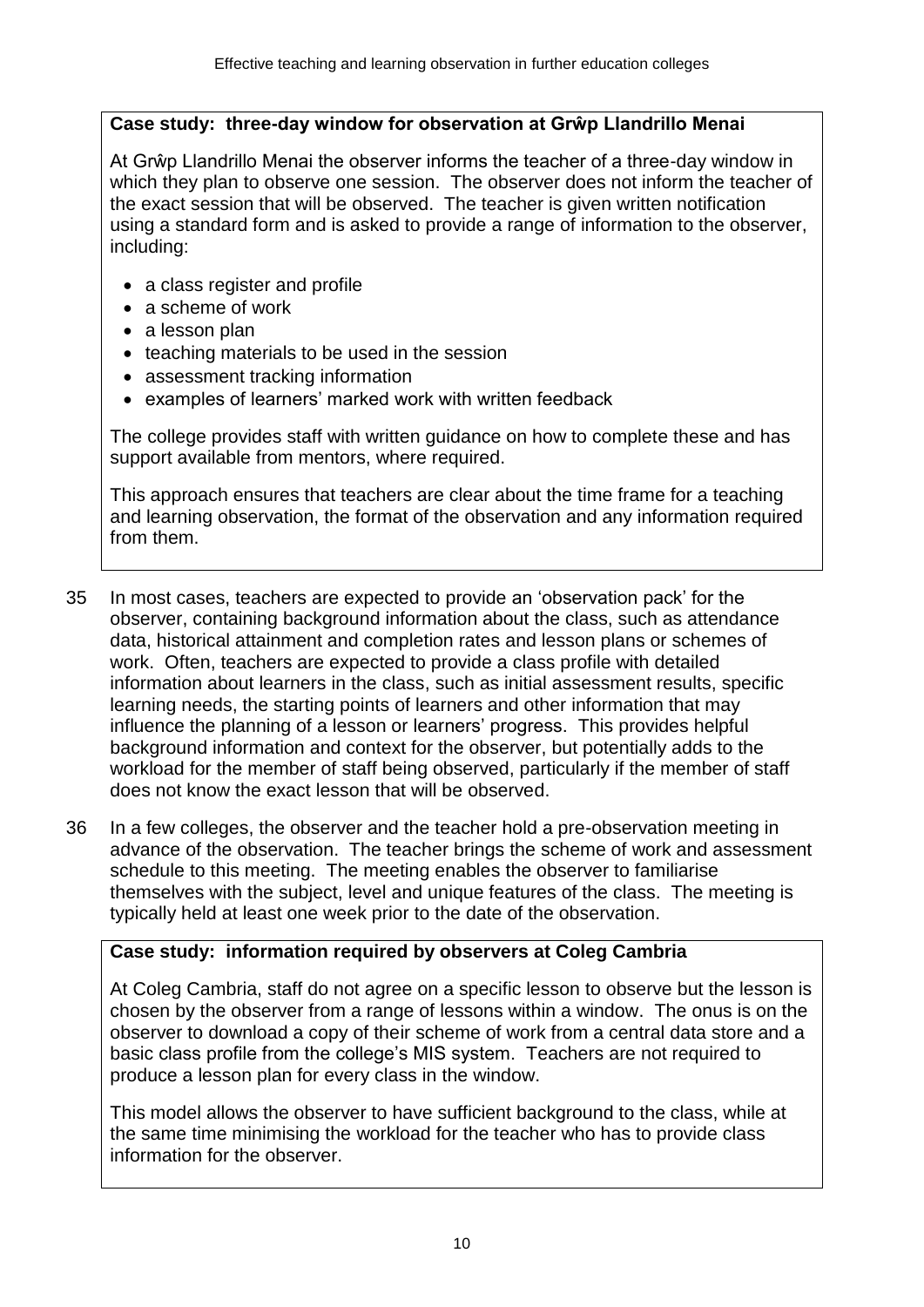**Case study: three-day window for observation at Grŵp Llandrillo Menai**

At Grŵp Llandrillo Menai the observer informs the teacher of a three-day window in which they plan to observe one session. The observer does not inform the teacher of the exact session that will be observed. The teacher is given written notification using a standard form and is asked to provide a range of information to the observer, including:

- a class register and profile
- a scheme of work
- a lesson plan
- teaching materials to be used in the session
- assessment tracking information
- examples of learners' marked work with written feedback

The college provides staff with written guidance on how to complete these and has support available from mentors, where required.

This approach ensures that teachers are clear about the time frame for a teaching and learning observation, the format of the observation and any information required from them.

35 In most cases, teachers are expected to provide an 'observation pack' for the observer, containing background information about the class, such as attendance data, historical attainment and completion rates and lesson plans or schemes of work. Often, teachers are expected to provide a class profile with detailed information about learners in the class, such as initial assessment results, specific learning needs, the starting points of learners and other information that may influence the planning of a lesson or learners' progress. This provides helpful background information and context for the observer, but potentially adds to the workload for the member of staff being observed, particularly if the member of staff does not know the exact lesson that will be observed.

36 In a few colleges, the observer and the teacher hold a pre-observation meeting in advance of the observation. The teacher brings the scheme of work and assessment schedule to this meeting. The meeting enables the observer to familiarise themselves with the subject, level and unique features of the class. The meeting is typically held at least one week prior to the date of the observation.

**Case study: information required by observers at Coleg Cambria**

At Coleg Cambria, staff do not agree on a specific lesson to observe but the lesson is chosen by the observer from a range of lessons within a window. The onus is on the observer to download a copy of their scheme of work from a central data store and a basic class profile from the college's MIS system. Teachers are not required to produce a lesson plan for every class in the window.

This model allows the observer to have sufficient background to the class, while at the same time minimising the workload for the teacher who has to provide class information for the observer.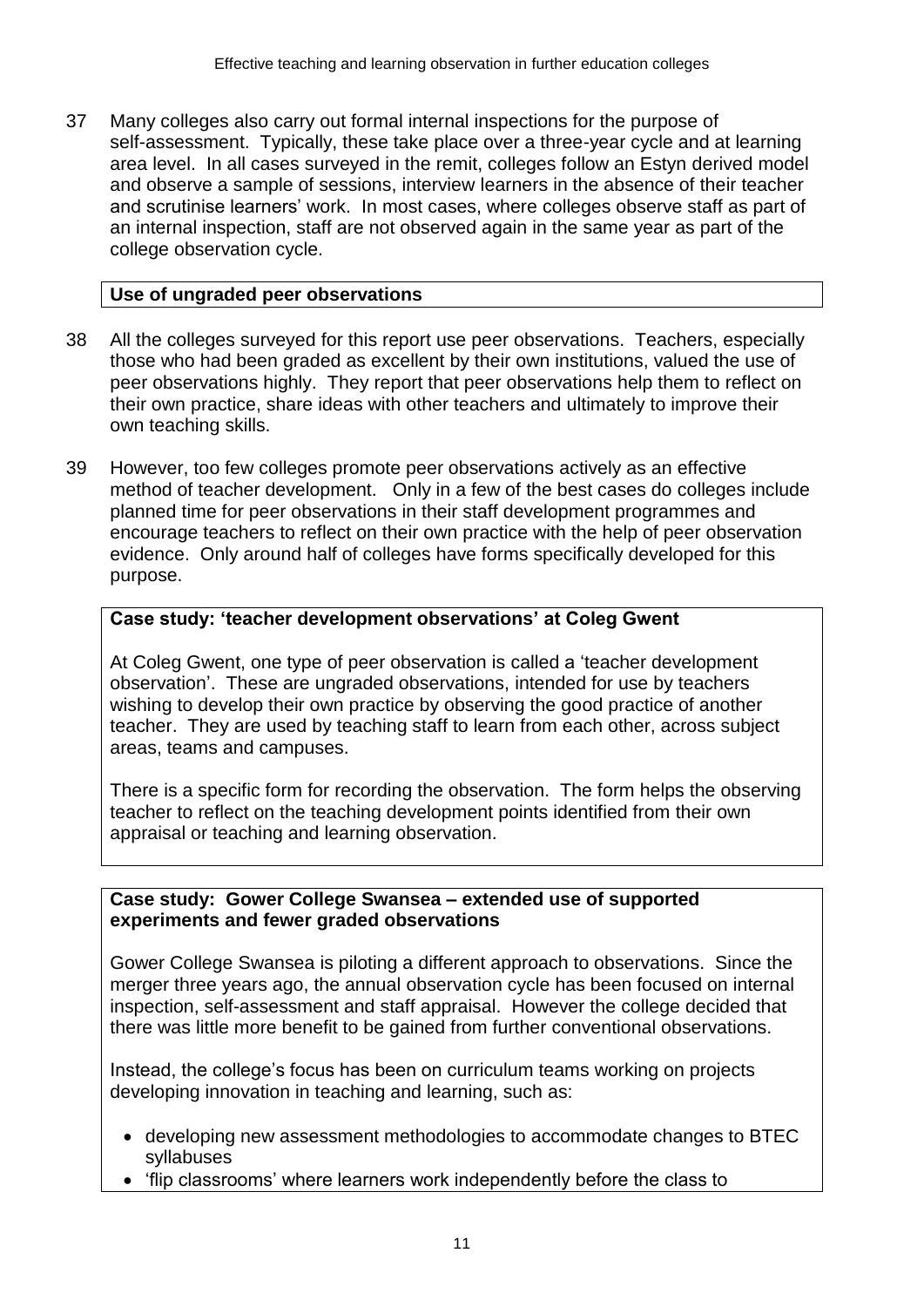37 Many colleges also carry out formal internal inspections for the purpose of self-assessment. Typically, these take place over a three-year cycle and at learning area level. In all cases surveyed in the remit, colleges follow an Estyn derived model and observe a sample of sessions, interview learners in the absence of their teacher and scrutinise learners' work. In most cases, where colleges observe staff as part of an internal inspection, staff are not observed again in the same year as part of the college observation cycle.

**Use of ungraded peer observations**

38 All the colleges surveyed for this report use peer observations. Teachers, especially those who had been graded as excellent by their own institutions, valued the use of peer observations highly. They report that peer observations help them to reflect on their own practice, share ideas with other teachers and ultimately to improve their own teaching skills.

39 However, too few colleges promote peer observations actively as an effective method of teacher development. Only in a few of the best cases do colleges include planned time for peer observations in their staff development programmes and encourage teachers to reflect on their own practice with the help of peer observation evidence. Only around half of colleges have forms specifically developed for this purpose.

**Case study: 'teacher development observations' at Coleg Gwent**

At Coleg Gwent, one type of peer observation is called a 'teacher development observation'. These are ungraded observations, intended for use by teachers wishing to develop their own practice by observing the good practice of another teacher. They are used by teaching staff to learn from each other, across subject areas, teams and campuses.

There is a specific form for recording the observation. The form helps the observing teacher to reflect on the teaching development points identified from their own appraisal or teaching and learning observation.

**Case study: Gower College Swansea – extended use of supported experiments and fewer graded observations**

Gower College Swansea is piloting a different approach to observations. Since the merger three years ago, the annual observation cycle has been focused on internal inspection, self-assessment and staff appraisal. However the college decided that there was little more benefit to be gained from further conventional observations.

Instead, the college's focus has been on curriculum teams working on projects developing innovation in teaching and learning, such as:

- developing new assessment methodologies to accommodate changes to BTEC syllabuses
- 'flip classrooms' where learners work independently before the class to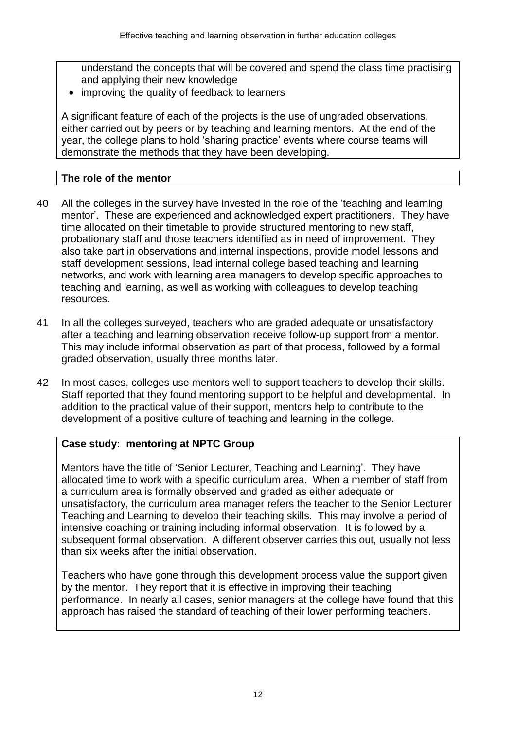understand the concepts that will be covered and spend the class time practising and applying their new knowledge
- improving the quality of feedback to learners

A significant feature of each of the projects is the use of ungraded observations, either carried out by peers or by teaching and learning mentors. At the end of the year, the college plans to hold 'sharing practice' events where course teams will demonstrate the methods that they have been developing.

**The role of the mentor**

40 All the colleges in the survey have invested in the role of the 'teaching and learning mentor'. These are experienced and acknowledged expert practitioners. They have time allocated on their timetable to provide structured mentoring to new staff, probationary staff and those teachers identified as in need of improvement. They also take part in observations and internal inspections, provide model lessons and staff development sessions, lead internal college based teaching and learning networks, and work with learning area managers to develop specific approaches to teaching and learning, as well as working with colleagues to develop teaching resources.

41 In all the colleges surveyed, teachers who are graded adequate or unsatisfactory after a teaching and learning observation receive follow-up support from a mentor. This may include informal observation as part of that process, followed by a formal graded observation, usually three months later.

42 In most cases, colleges use mentors well to support teachers to develop their skills. Staff reported that they found mentoring support to be helpful and developmental. In addition to the practical value of their support, mentors help to contribute to the development of a positive culture of teaching and learning in the college.

**Case study: mentoring at NPTC Group**

Mentors have the title of 'Senior Lecturer, Teaching and Learning'. They have allocated time to work with a specific curriculum area. When a member of staff from a curriculum area is formally observed and graded as either adequate or unsatisfactory, the curriculum area manager refers the teacher to the Senior Lecturer Teaching and Learning to develop their teaching skills. This may involve a period of intensive coaching or training including informal observation. It is followed by a subsequent formal observation. A different observer carries this out, usually not less than six weeks after the initial observation.

Teachers who have gone through this development process value the support given by the mentor. They report that it is effective in improving their teaching performance. In nearly all cases, senior managers at the college have found that this approach has raised the standard of teaching of their lower performing teachers.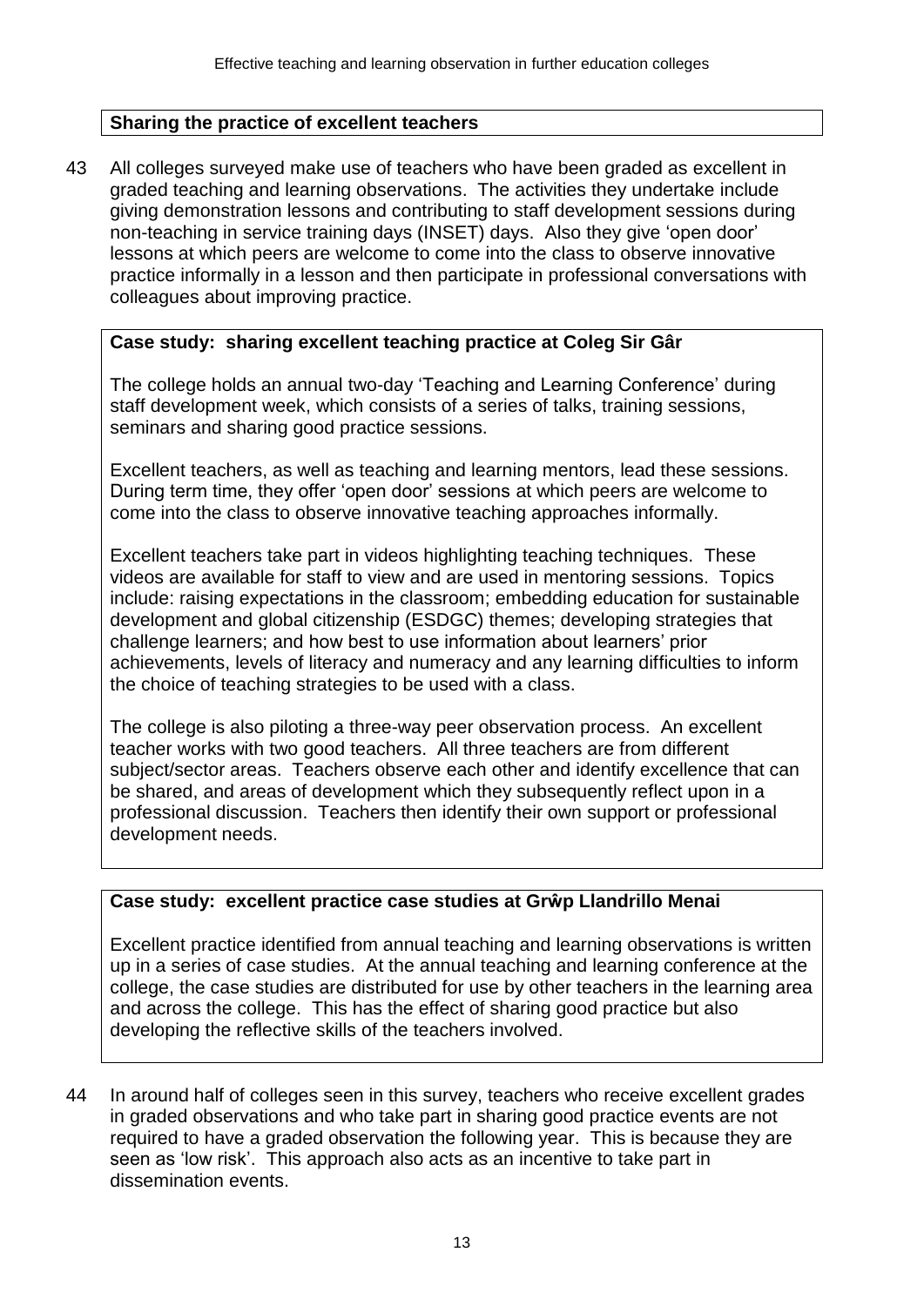**Sharing the practice of excellent teachers**

43 All colleges surveyed make use of teachers who have been graded as excellent in graded teaching and learning observations. The activities they undertake include giving demonstration lessons and contributing to staff development sessions during non-teaching in service training days (INSET) days. Also they give 'open door' lessons at which peers are welcome to come into the class to observe innovative practice informally in a lesson and then participate in professional conversations with colleagues about improving practice.

**Case study: sharing excellent teaching practice at Coleg Sir Gâr**

The college holds an annual two-day 'Teaching and Learning Conference' during staff development week, which consists of a series of talks, training sessions, seminars and sharing good practice sessions.

Excellent teachers, as well as teaching and learning mentors, lead these sessions. During term time, they offer 'open door' sessions at which peers are welcome to come into the class to observe innovative teaching approaches informally.

Excellent teachers take part in videos highlighting teaching techniques. These videos are available for staff to view and are used in mentoring sessions. Topics include: raising expectations in the classroom; embedding education for sustainable development and global citizenship (ESDGC) themes; developing strategies that challenge learners; and how best to use information about learners' prior achievements, levels of literacy and numeracy and any learning difficulties to inform the choice of teaching strategies to be used with a class.

The college is also piloting a three-way peer observation process. An excellent teacher works with two good teachers. All three teachers are from different subject/sector areas. Teachers observe each other and identify excellence that can be shared, and areas of development which they subsequently reflect upon in a professional discussion. Teachers then identify their own support or professional development needs.

**Case study: excellent practice case studies at Grŵp Llandrillo Menai**

Excellent practice identified from annual teaching and learning observations is written up in a series of case studies. At the annual teaching and learning conference at the college, the case studies are distributed for use by other teachers in the learning area and across the college. This has the effect of sharing good practice but also developing the reflective skills of the teachers involved.

44 In around half of colleges seen in this survey, teachers who receive excellent grades in graded observations and who take part in sharing good practice events are not required to have a graded observation the following year. This is because they are seen as 'low risk'. This approach also acts as an incentive to take part in dissemination events.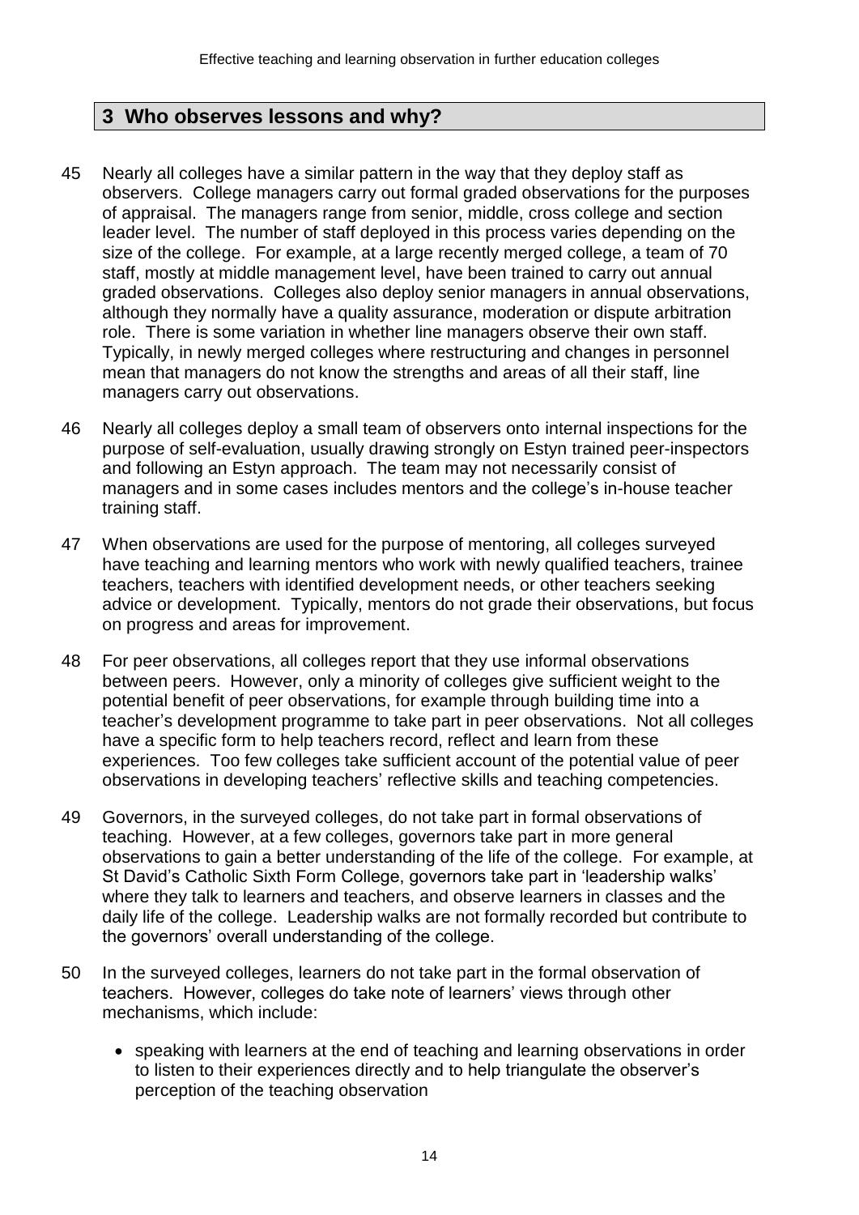## 3 Who observes lessons and why?

45 Nearly all colleges have a similar pattern in the way that they deploy staff as observers. College managers carry out formal graded observations for the purposes of appraisal. The managers range from senior, middle, cross college and section leader level. The number of staff deployed in this process varies depending on the size of the college. For example, at a large recently merged college, a team of 70 staff, mostly at middle management level, have been trained to carry out annual graded observations. Colleges also deploy senior managers in annual observations, although they normally have a quality assurance, moderation or dispute arbitration role. There is some variation in whether line managers observe their own staff. Typically, in newly merged colleges where restructuring and changes in personnel mean that managers do not know the strengths and areas of all their staff, line managers carry out observations.

46 Nearly all colleges deploy a small team of observers onto internal inspections for the purpose of self-evaluation, usually drawing strongly on Estyn trained peer-inspectors and following an Estyn approach. The team may not necessarily consist of managers and in some cases includes mentors and the college's in-house teacher training staff.

47 When observations are used for the purpose of mentoring, all colleges surveyed have teaching and learning mentors who work with newly qualified teachers, trainee teachers, teachers with identified development needs, or other teachers seeking advice or development. Typically, mentors do not grade their observations, but focus on progress and areas for improvement.

48 For peer observations, all colleges report that they use informal observations between peers. However, only a minority of colleges give sufficient weight to the potential benefit of peer observations, for example through building time into a teacher's development programme to take part in peer observations. Not all colleges have a specific form to help teachers record, reflect and learn from these experiences. Too few colleges take sufficient account of the potential value of peer observations in developing teachers' reflective skills and teaching competencies.

49 Governors, in the surveyed colleges, do not take part in formal observations of teaching. However, at a few colleges, governors take part in more general observations to gain a better understanding of the life of the college. For example, at St David's Catholic Sixth Form College, governors take part in 'leadership walks' where they talk to learners and teachers, and observe learners in classes and the daily life of the college. Leadership walks are not formally recorded but contribute to the governors' overall understanding of the college.

50 In the surveyed colleges, learners do not take part in the formal observation of teachers. However, colleges do take note of learners' views through other mechanisms, which include:

- speaking with learners at the end of teaching and learning observations in order to listen to their experiences directly and to help triangulate the observer's perception of the teaching observation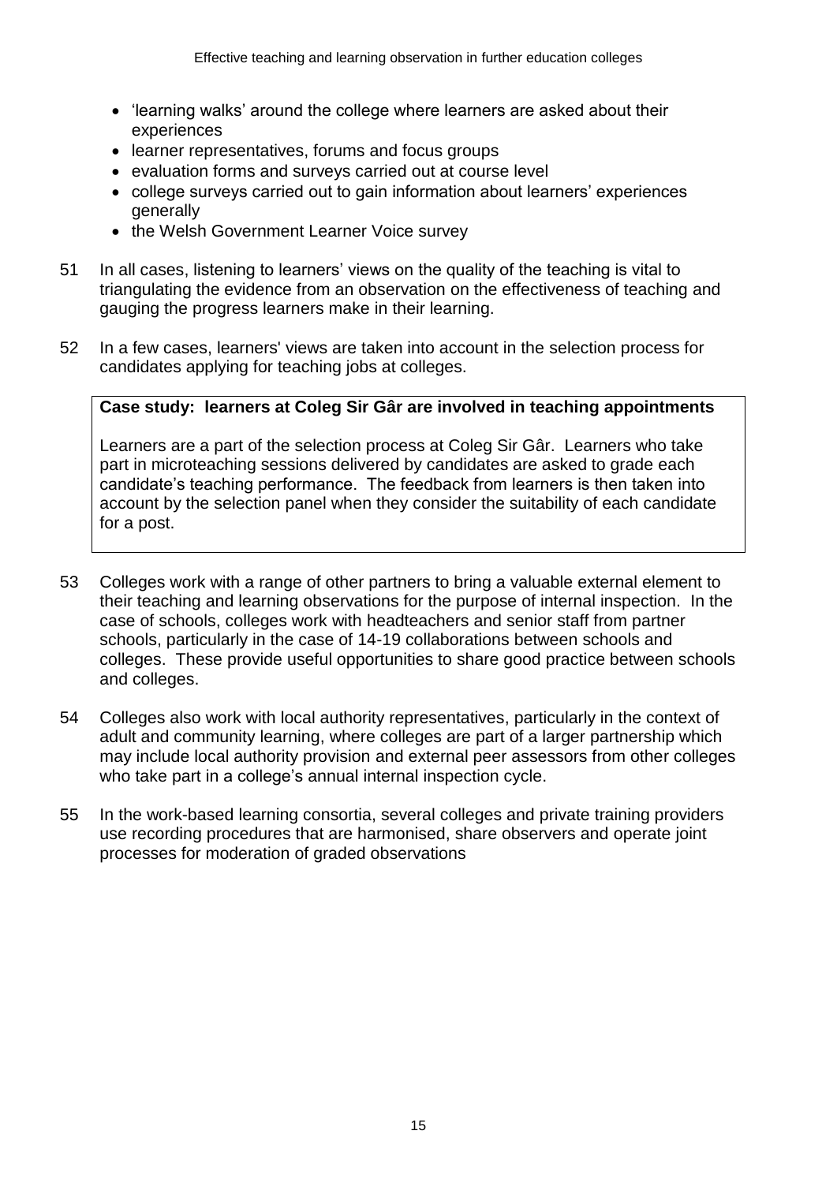- 'learning walks' around the college where learners are asked about their experiences
- learner representatives, forums and focus groups
- evaluation forms and surveys carried out at course level
- college surveys carried out to gain information about learners' experiences generally
- the Welsh Government Learner Voice survey

51 In all cases, listening to learners' views on the quality of the teaching is vital to triangulating the evidence from an observation on the effectiveness of teaching and gauging the progress learners make in their learning.

52 In a few cases, learners' views are taken into account in the selection process for candidates applying for teaching jobs at colleges.

**Case study: learners at Coleg Sir Gâr are involved in teaching appointments**

Learners are a part of the selection process at Coleg Sir Gâr. Learners who take part in microteaching sessions delivered by candidates are asked to grade each candidate's teaching performance. The feedback from learners is then taken into account by the selection panel when they consider the suitability of each candidate for a post.

53 Colleges work with a range of other partners to bring a valuable external element to their teaching and learning observations for the purpose of internal inspection. In the case of schools, colleges work with headteachers and senior staff from partner schools, particularly in the case of 14-19 collaborations between schools and colleges. These provide useful opportunities to share good practice between schools and colleges.

54 Colleges also work with local authority representatives, particularly in the context of adult and community learning, where colleges are part of a larger partnership which may include local authority provision and external peer assessors from other colleges who take part in a college's annual internal inspection cycle.

55 In the work-based learning consortia, several colleges and private training providers use recording procedures that are harmonised, share observers and operate joint processes for moderation of graded observations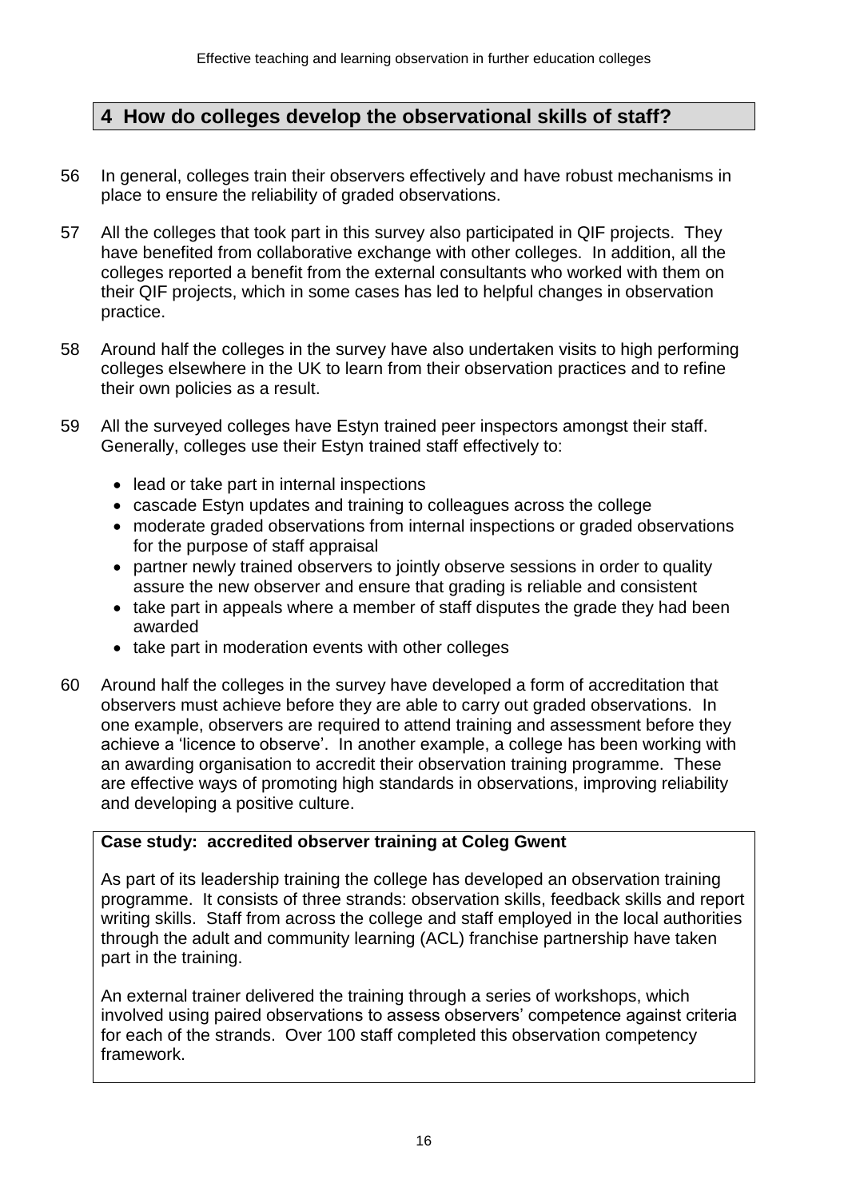## 4 How do colleges develop the observational skills of staff?

56 In general, colleges train their observers effectively and have robust mechanisms in place to ensure the reliability of graded observations.

57 All the colleges that took part in this survey also participated in QIF projects. They have benefited from collaborative exchange with other colleges. In addition, all the colleges reported a benefit from the external consultants who worked with them on their QIF projects, which in some cases has led to helpful changes in observation practice.

58 Around half the colleges in the survey have also undertaken visits to high performing colleges elsewhere in the UK to learn from their observation practices and to refine their own policies as a result.

59 All the surveyed colleges have Estyn trained peer inspectors amongst their staff. Generally, colleges use their Estyn trained staff effectively to:

- lead or take part in internal inspections
- cascade Estyn updates and training to colleagues across the college
- moderate graded observations from internal inspections or graded observations for the purpose of staff appraisal
- partner newly trained observers to jointly observe sessions in order to quality assure the new observer and ensure that grading is reliable and consistent
- take part in appeals where a member of staff disputes the grade they had been awarded
- take part in moderation events with other colleges

60 Around half the colleges in the survey have developed a form of accreditation that observers must achieve before they are able to carry out graded observations. In one example, observers are required to attend training and assessment before they achieve a 'licence to observe'. In another example, a college has been working with an awarding organisation to accredit their observation training programme. These are effective ways of promoting high standards in observations, improving reliability and developing a positive culture.

**Case study: accredited observer training at Coleg Gwent**

As part of its leadership training the college has developed an observation training programme. It consists of three strands: observation skills, feedback skills and report writing skills. Staff from across the college and staff employed in the local authorities through the adult and community learning (ACL) franchise partnership have taken part in the training.

An external trainer delivered the training through a series of workshops, which involved using paired observations to assess observers' competence against criteria for each of the strands. Over 100 staff completed this observation competency framework.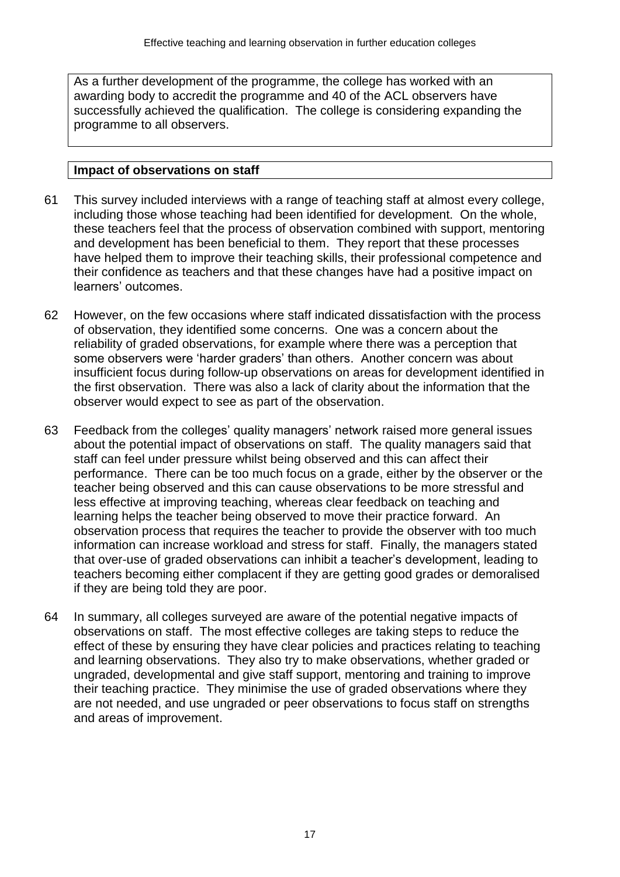As a further development of the programme, the college has worked with an awarding body to accredit the programme and 40 of the ACL observers have successfully achieved the qualification. The college is considering expanding the programme to all observers.

**Impact of observations on staff**

61 This survey included interviews with a range of teaching staff at almost every college, including those whose teaching had been identified for development. On the whole, these teachers feel that the process of observation combined with support, mentoring and development has been beneficial to them. They report that these processes have helped them to improve their teaching skills, their professional competence and their confidence as teachers and that these changes have had a positive impact on learners' outcomes.

62 However, on the few occasions where staff indicated dissatisfaction with the process of observation, they identified some concerns. One was a concern about the reliability of graded observations, for example where there was a perception that some observers were 'harder graders' than others. Another concern was about insufficient focus during follow-up observations on areas for development identified in the first observation. There was also a lack of clarity about the information that the observer would expect to see as part of the observation.

63 Feedback from the colleges' quality managers' network raised more general issues about the potential impact of observations on staff. The quality managers said that staff can feel under pressure whilst being observed and this can affect their performance. There can be too much focus on a grade, either by the observer or the teacher being observed and this can cause observations to be more stressful and less effective at improving teaching, whereas clear feedback on teaching and learning helps the teacher being observed to move their practice forward. An observation process that requires the teacher to provide the observer with too much information can increase workload and stress for staff. Finally, the managers stated that over-use of graded observations can inhibit a teacher's development, leading to teachers becoming either complacent if they are getting good grades or demoralised if they are being told they are poor.

64 In summary, all colleges surveyed are aware of the potential negative impacts of observations on staff. The most effective colleges are taking steps to reduce the effect of these by ensuring they have clear policies and practices relating to teaching and learning observations. They also try to make observations, whether graded or ungraded, developmental and give staff support, mentoring and training to improve their teaching practice. They minimise the use of graded observations where they are not needed, and use ungraded or peer observations to focus staff on strengths and areas of improvement.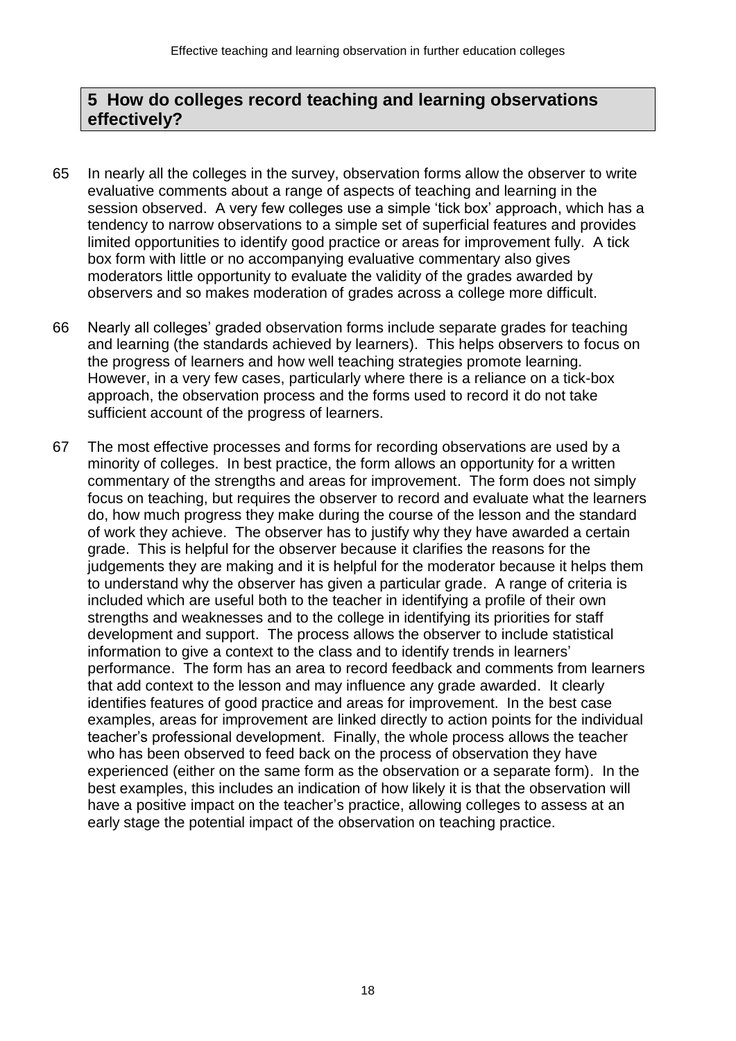## 5 How do colleges record teaching and learning observations effectively?

65 In nearly all the colleges in the survey, observation forms allow the observer to write evaluative comments about a range of aspects of teaching and learning in the session observed. A very few colleges use a simple 'tick box' approach, which has a tendency to narrow observations to a simple set of superficial features and provides limited opportunities to identify good practice or areas for improvement fully. A tick box form with little or no accompanying evaluative commentary also gives moderators little opportunity to evaluate the validity of the grades awarded by observers and so makes moderation of grades across a college more difficult.

66 Nearly all colleges' graded observation forms include separate grades for teaching and learning (the standards achieved by learners). This helps observers to focus on the progress of learners and how well teaching strategies promote learning. However, in a very few cases, particularly where there is a reliance on a tick-box approach, the observation process and the forms used to record it do not take sufficient account of the progress of learners.

67 The most effective processes and forms for recording observations are used by a minority of colleges. In best practice, the form allows an opportunity for a written commentary of the strengths and areas for improvement. The form does not simply focus on teaching, but requires the observer to record and evaluate what the learners do, how much progress they make during the course of the lesson and the standard of work they achieve. The observer has to justify why they have awarded a certain grade. This is helpful for the observer because it clarifies the reasons for the judgements they are making and it is helpful for the moderator because it helps them to understand why the observer has given a particular grade. A range of criteria is included which are useful both to the teacher in identifying a profile of their own strengths and weaknesses and to the college in identifying its priorities for staff development and support. The process allows the observer to include statistical information to give a context to the class and to identify trends in learners' performance. The form has an area to record feedback and comments from learners that add context to the lesson and may influence any grade awarded. It clearly identifies features of good practice and areas for improvement. In the best case examples, areas for improvement are linked directly to action points for the individual teacher's professional development. Finally, the whole process allows the teacher who has been observed to feed back on the process of observation they have experienced (either on the same form as the observation or a separate form). In the best examples, this includes an indication of how likely it is that the observation will have a positive impact on the teacher's practice, allowing colleges to assess at an early stage the potential impact of the observation on teaching practice.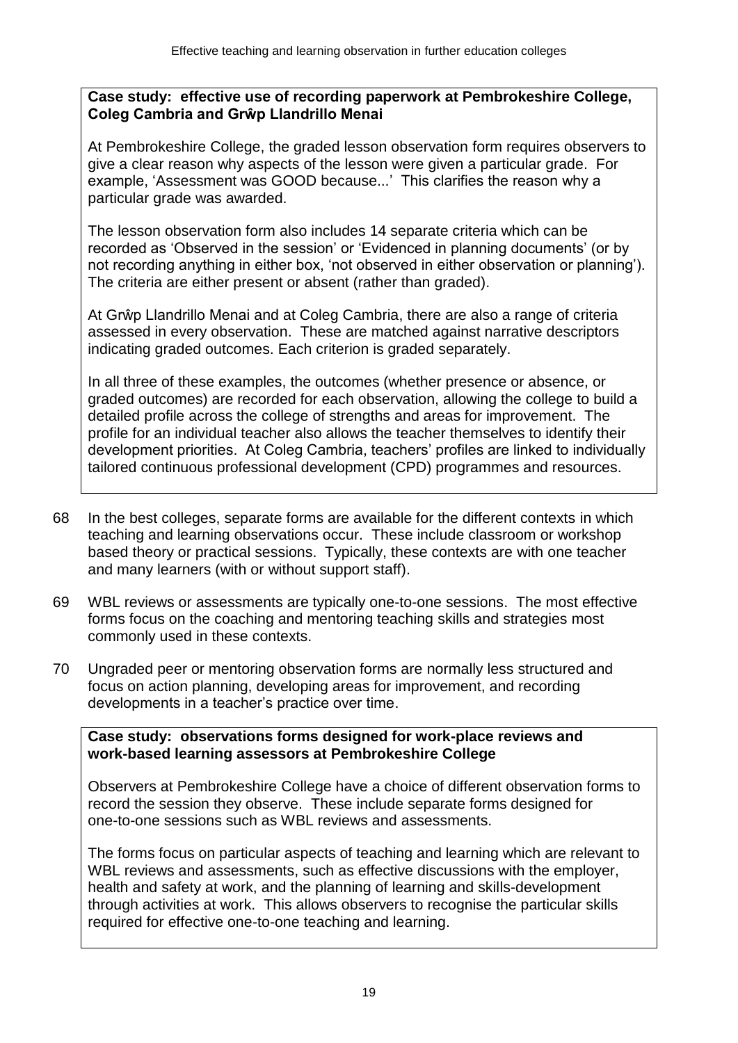**Case study: effective use of recording paperwork at Pembrokeshire College, Coleg Cambria and Grŵp Llandrillo Menai**

At Pembrokeshire College, the graded lesson observation form requires observers to give a clear reason why aspects of the lesson were given a particular grade. For example, 'Assessment was GOOD because...' This clarifies the reason why a particular grade was awarded.

The lesson observation form also includes 14 separate criteria which can be recorded as 'Observed in the session' or 'Evidenced in planning documents' (or by not recording anything in either box, 'not observed in either observation or planning'). The criteria are either present or absent (rather than graded).

At Grŵp Llandrillo Menai and at Coleg Cambria, there are also a range of criteria assessed in every observation. These are matched against narrative descriptors indicating graded outcomes. Each criterion is graded separately.

In all three of these examples, the outcomes (whether presence or absence, or graded outcomes) are recorded for each observation, allowing the college to build a detailed profile across the college of strengths and areas for improvement. The profile for an individual teacher also allows the teacher themselves to identify their development priorities. At Coleg Cambria, teachers' profiles are linked to individually tailored continuous professional development (CPD) programmes and resources.

68 In the best colleges, separate forms are available for the different contexts in which teaching and learning observations occur. These include classroom or workshop based theory or practical sessions. Typically, these contexts are with one teacher and many learners (with or without support staff).

69 WBL reviews or assessments are typically one-to-one sessions. The most effective forms focus on the coaching and mentoring teaching skills and strategies most commonly used in these contexts.

70 Ungraded peer or mentoring observation forms are normally less structured and focus on action planning, developing areas for improvement, and recording developments in a teacher's practice over time.

**Case study: observations forms designed for work-place reviews and work-based learning assessors at Pembrokeshire College**

Observers at Pembrokeshire College have a choice of different observation forms to record the session they observe. These include separate forms designed for one-to-one sessions such as WBL reviews and assessments.

The forms focus on particular aspects of teaching and learning which are relevant to WBL reviews and assessments, such as effective discussions with the employer, health and safety at work, and the planning of learning and skills-development through activities at work. This allows observers to recognise the particular skills required for effective one-to-one teaching and learning.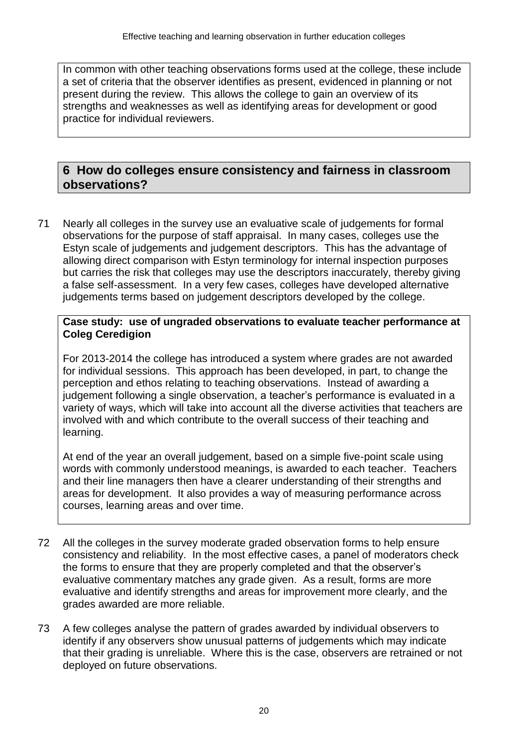In common with other teaching observations forms used at the college, these include a set of criteria that the observer identifies as present, evidenced in planning or not present during the review. This allows the college to gain an overview of its strengths and weaknesses as well as identifying areas for development or good practice for individual reviewers.

## 6 How do colleges ensure consistency and fairness in classroom observations?

71 Nearly all colleges in the survey use an evaluative scale of judgements for formal observations for the purpose of staff appraisal. In many cases, colleges use the Estyn scale of judgements and judgement descriptors. This has the advantage of allowing direct comparison with Estyn terminology for internal inspection purposes but carries the risk that colleges may use the descriptors inaccurately, thereby giving a false self-assessment. In a very few cases, colleges have developed alternative judgements terms based on judgement descriptors developed by the college.

**Case study: use of ungraded observations to evaluate teacher performance at Coleg Ceredigion**

For 2013-2014 the college has introduced a system where grades are not awarded for individual sessions. This approach has been developed, in part, to change the perception and ethos relating to teaching observations. Instead of awarding a judgement following a single observation, a teacher's performance is evaluated in a variety of ways, which will take into account all the diverse activities that teachers are involved with and which contribute to the overall success of their teaching and learning.

At end of the year an overall judgement, based on a simple five-point scale using words with commonly understood meanings, is awarded to each teacher. Teachers and their line managers then have a clearer understanding of their strengths and areas for development. It also provides a way of measuring performance across courses, learning areas and over time.

72 All the colleges in the survey moderate graded observation forms to help ensure consistency and reliability. In the most effective cases, a panel of moderators check the forms to ensure that they are properly completed and that the observer's evaluative commentary matches any grade given. As a result, forms are more evaluative and identify strengths and areas for improvement more clearly, and the grades awarded are more reliable.

73 A few colleges analyse the pattern of grades awarded by individual observers to identify if any observers show unusual patterns of judgements which may indicate that their grading is unreliable. Where this is the case, observers are retrained or not deployed on future observations.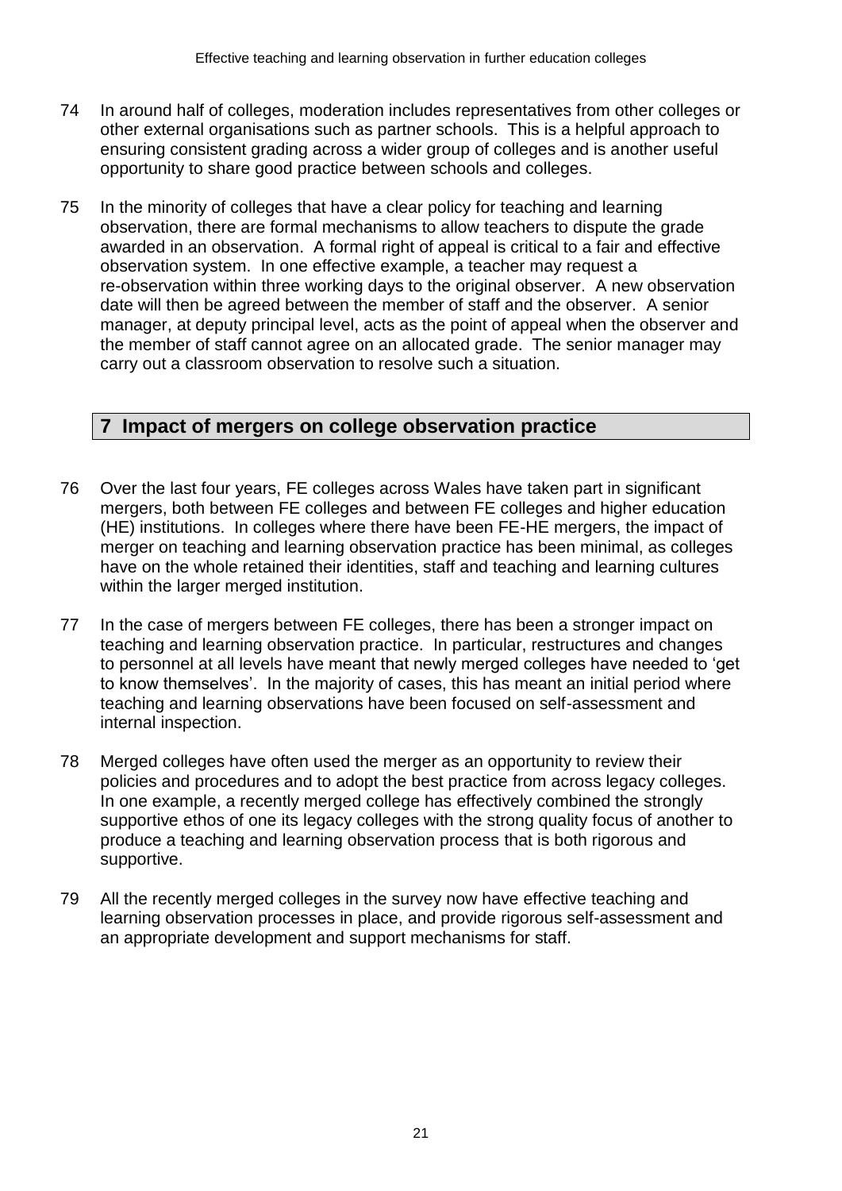74 In around half of colleges, moderation includes representatives from other colleges or other external organisations such as partner schools. This is a helpful approach to ensuring consistent grading across a wider group of colleges and is another useful opportunity to share good practice between schools and colleges.

75 In the minority of colleges that have a clear policy for teaching and learning observation, there are formal mechanisms to allow teachers to dispute the grade awarded in an observation. A formal right of appeal is critical to a fair and effective observation system. In one effective example, a teacher may request a re-observation within three working days to the original observer. A new observation date will then be agreed between the member of staff and the observer. A senior manager, at deputy principal level, acts as the point of appeal when the observer and the member of staff cannot agree on an allocated grade. The senior manager may carry out a classroom observation to resolve such a situation.

## 7 Impact of mergers on college observation practice

76 Over the last four years, FE colleges across Wales have taken part in significant mergers, both between FE colleges and between FE colleges and higher education (HE) institutions. In colleges where there have been FE-HE mergers, the impact of merger on teaching and learning observation practice has been minimal, as colleges have on the whole retained their identities, staff and teaching and learning cultures within the larger merged institution.

77 In the case of mergers between FE colleges, there has been a stronger impact on teaching and learning observation practice. In particular, restructures and changes to personnel at all levels have meant that newly merged colleges have needed to 'get to know themselves'. In the majority of cases, this has meant an initial period where teaching and learning observations have been focused on self-assessment and internal inspection.

78 Merged colleges have often used the merger as an opportunity to review their policies and procedures and to adopt the best practice from across legacy colleges. In one example, a recently merged college has effectively combined the strongly supportive ethos of one its legacy colleges with the strong quality focus of another to produce a teaching and learning observation process that is both rigorous and supportive.

79 All the recently merged colleges in the survey now have effective teaching and learning observation processes in place, and provide rigorous self-assessment and an appropriate development and support mechanisms for staff.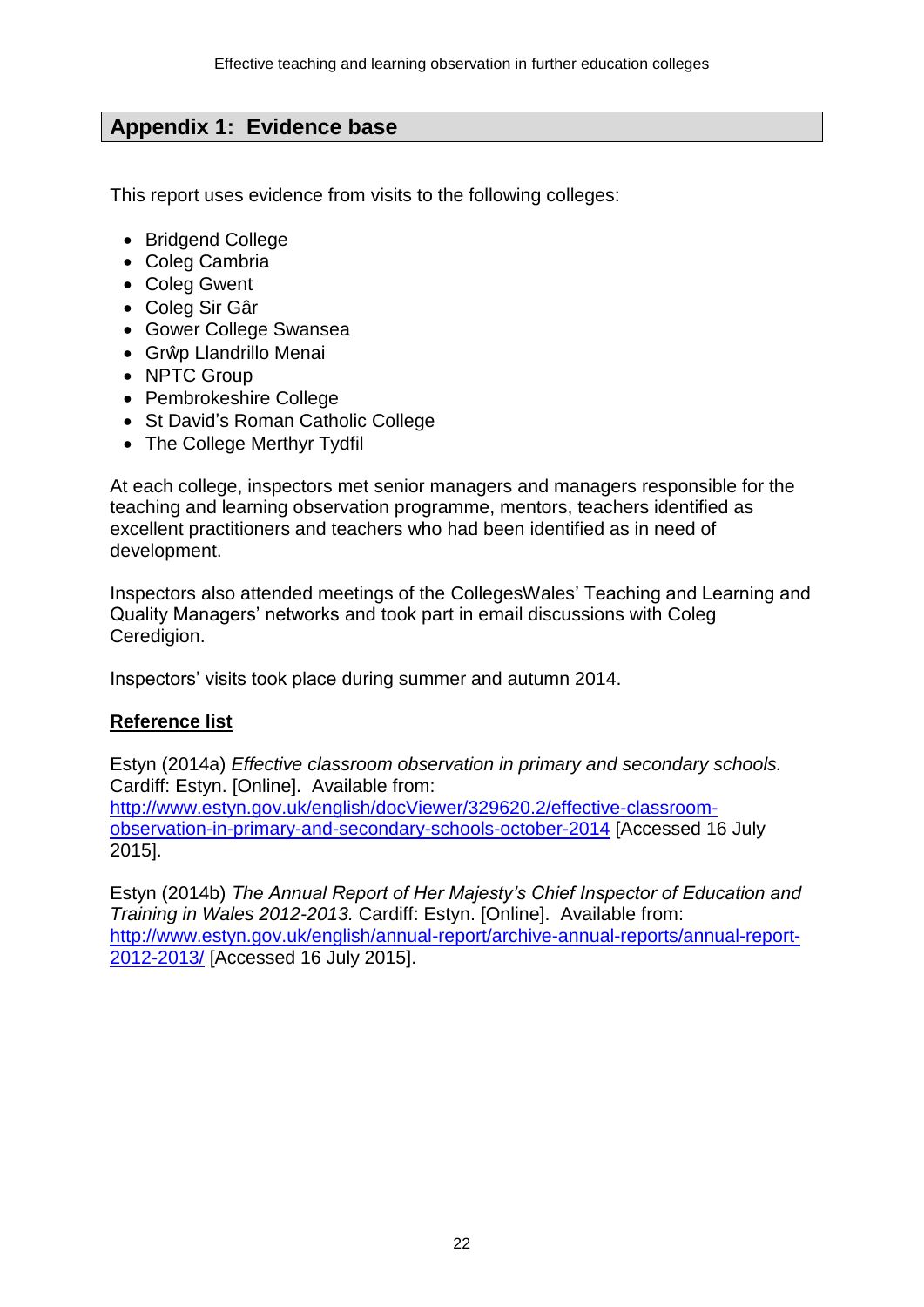## Appendix 1: Evidence base

This report uses evidence from visits to the following colleges:

- Bridgend College
- Coleg Cambria
- Coleg Gwent
- Coleg Sir Gâr
- Gower College Swansea
- Grŵp Llandrillo Menai
- NPTC Group
- Pembrokeshire College
- St David's Roman Catholic College
- The College Merthyr Tydfil

At each college, inspectors met senior managers and managers responsible for the teaching and learning observation programme, mentors, teachers identified as excellent practitioners and teachers who had been identified as in need of development.

Inspectors also attended meetings of the CollegesWales' Teaching and Learning and Quality Managers' networks and took part in email discussions with Coleg Ceredigion.

Inspectors' visits took place during summer and autumn 2014.

**Reference list**

Estyn (2014a) *Effective classroom observation in primary and secondary schools.* Cardiff: Estyn. [Online]. Available from: http://www.estyn.gov.uk/english/docViewer/329620.2/effective-classroom-observation-in-primary-and-secondary-schools-october-2014 [Accessed 16 July 2015].

Estyn (2014b) *The Annual Report of Her Majesty's Chief Inspector of Education and Training in Wales 2012-2013.* Cardiff: Estyn. [Online]. Available from: http://www.estyn.gov.uk/english/annual-report/archive-annual-reports/annual-report-2012-2013/ [Accessed 16 July 2015].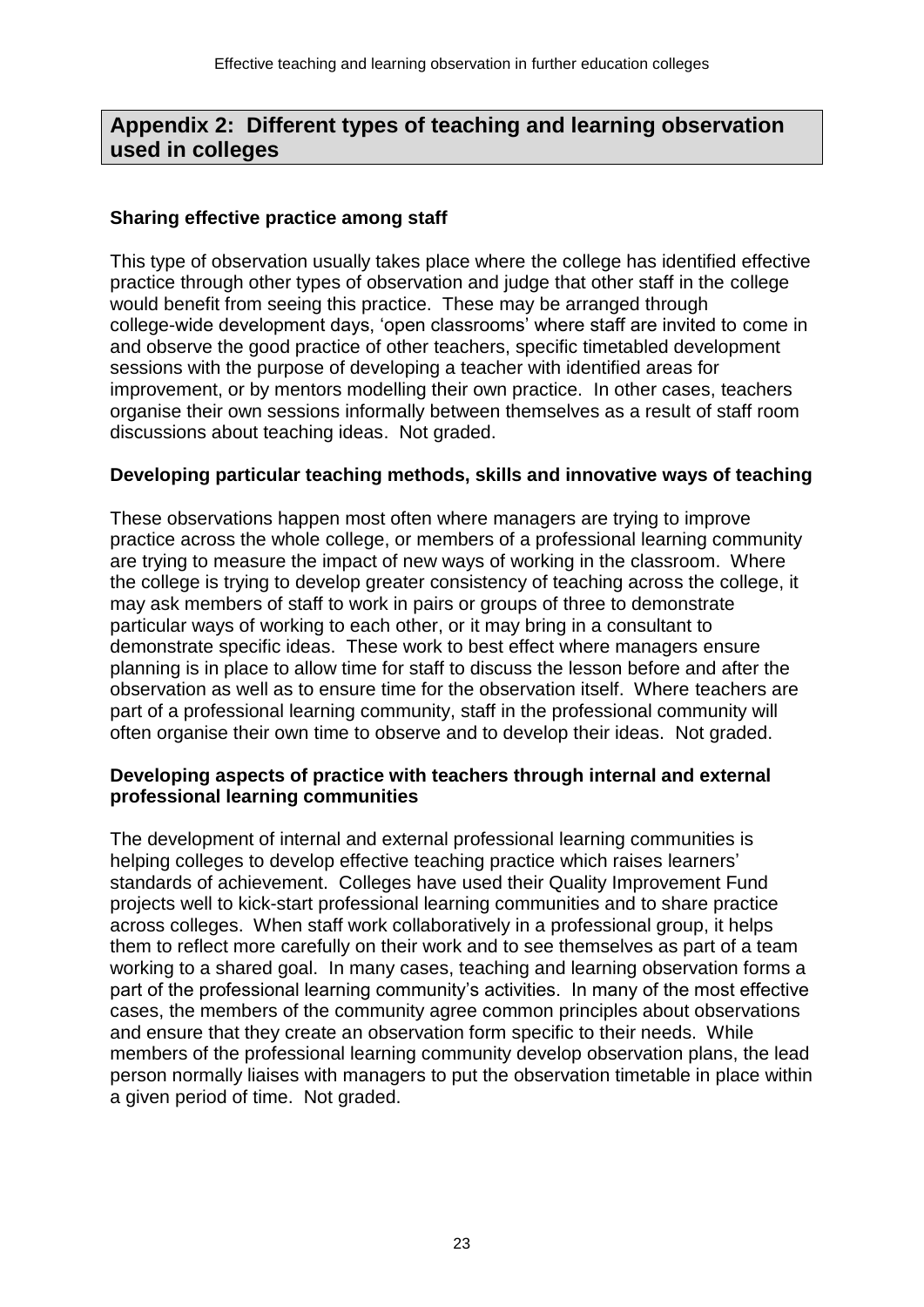## Appendix 2: Different types of teaching and learning observation used in colleges

### Sharing effective practice among staff

This type of observation usually takes place where the college has identified effective practice through other types of observation and judge that other staff in the college would benefit from seeing this practice. These may be arranged through college-wide development days, 'open classrooms' where staff are invited to come in and observe the good practice of other teachers, specific timetabled development sessions with the purpose of developing a teacher with identified areas for improvement, or by mentors modelling their own practice. In other cases, teachers organise their own sessions informally between themselves as a result of staff room discussions about teaching ideas. Not graded.

### Developing particular teaching methods, skills and innovative ways of teaching

These observations happen most often where managers are trying to improve practice across the whole college, or members of a professional learning community are trying to measure the impact of new ways of working in the classroom. Where the college is trying to develop greater consistency of teaching across the college, it may ask members of staff to work in pairs or groups of three to demonstrate particular ways of working to each other, or it may bring in a consultant to demonstrate specific ideas. These work to best effect where managers ensure planning is in place to allow time for staff to discuss the lesson before and after the observation as well as to ensure time for the observation itself. Where teachers are part of a professional learning community, staff in the professional community will often organise their own time to observe and to develop their ideas. Not graded.

### Developing aspects of practice with teachers through internal and external professional learning communities

The development of internal and external professional learning communities is helping colleges to develop effective teaching practice which raises learners' standards of achievement. Colleges have used their Quality Improvement Fund projects well to kick-start professional learning communities and to share practice across colleges. When staff work collaboratively in a professional group, it helps them to reflect more carefully on their work and to see themselves as part of a team working to a shared goal. In many cases, teaching and learning observation forms a part of the professional learning community's activities. In many of the most effective cases, the members of the community agree common principles about observations and ensure that they create an observation form specific to their needs. While members of the professional learning community develop observation plans, the lead person normally liaises with managers to put the observation timetable in place within a given period of time. Not graded.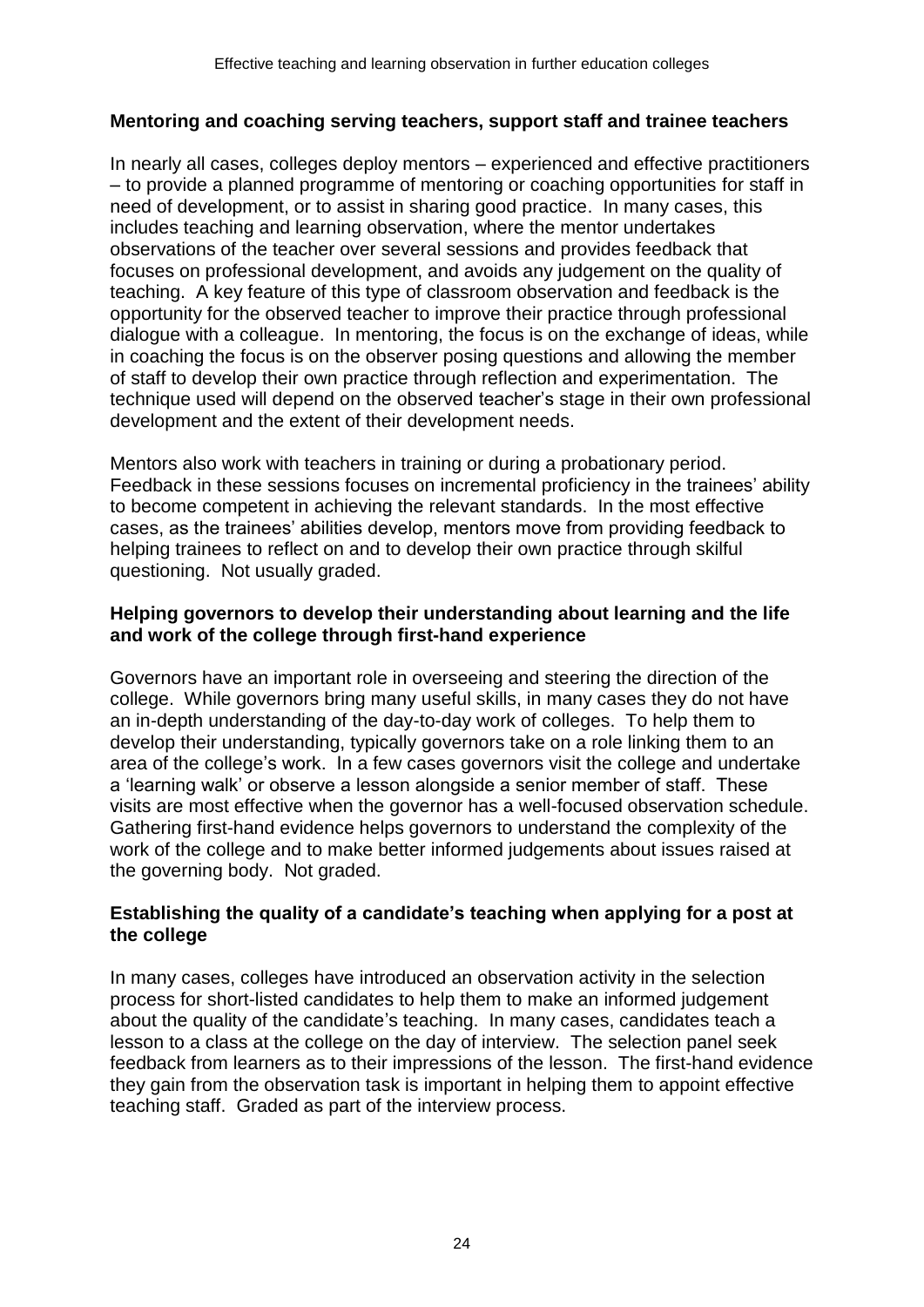**Mentoring and coaching serving teachers, support staff and trainee teachers**

In nearly all cases, colleges deploy mentors – experienced and effective practitioners – to provide a planned programme of mentoring or coaching opportunities for staff in need of development, or to assist in sharing good practice. In many cases, this includes teaching and learning observation, where the mentor undertakes observations of the teacher over several sessions and provides feedback that focuses on professional development, and avoids any judgement on the quality of teaching. A key feature of this type of classroom observation and feedback is the opportunity for the observed teacher to improve their practice through professional dialogue with a colleague. In mentoring, the focus is on the exchange of ideas, while in coaching the focus is on the observer posing questions and allowing the member of staff to develop their own practice through reflection and experimentation. The technique used will depend on the observed teacher's stage in their own professional development and the extent of their development needs.

Mentors also work with teachers in training or during a probationary period. Feedback in these sessions focuses on incremental proficiency in the trainees' ability to become competent in achieving the relevant standards. In the most effective cases, as the trainees' abilities develop, mentors move from providing feedback to helping trainees to reflect on and to develop their own practice through skilful questioning. Not usually graded.

**Helping governors to develop their understanding about learning and the life and work of the college through first-hand experience**

Governors have an important role in overseeing and steering the direction of the college. While governors bring many useful skills, in many cases they do not have an in-depth understanding of the day-to-day work of colleges. To help them to develop their understanding, typically governors take on a role linking them to an area of the college's work. In a few cases governors visit the college and undertake a 'learning walk' or observe a lesson alongside a senior member of staff. These visits are most effective when the governor has a well-focused observation schedule. Gathering first-hand evidence helps governors to understand the complexity of the work of the college and to make better informed judgements about issues raised at the governing body. Not graded.

**Establishing the quality of a candidate's teaching when applying for a post at the college**

In many cases, colleges have introduced an observation activity in the selection process for short-listed candidates to help them to make an informed judgement about the quality of the candidate's teaching. In many cases, candidates teach a lesson to a class at the college on the day of interview. The selection panel seek feedback from learners as to their impressions of the lesson. The first-hand evidence they gain from the observation task is important in helping them to appoint effective teaching staff. Graded as part of the interview process.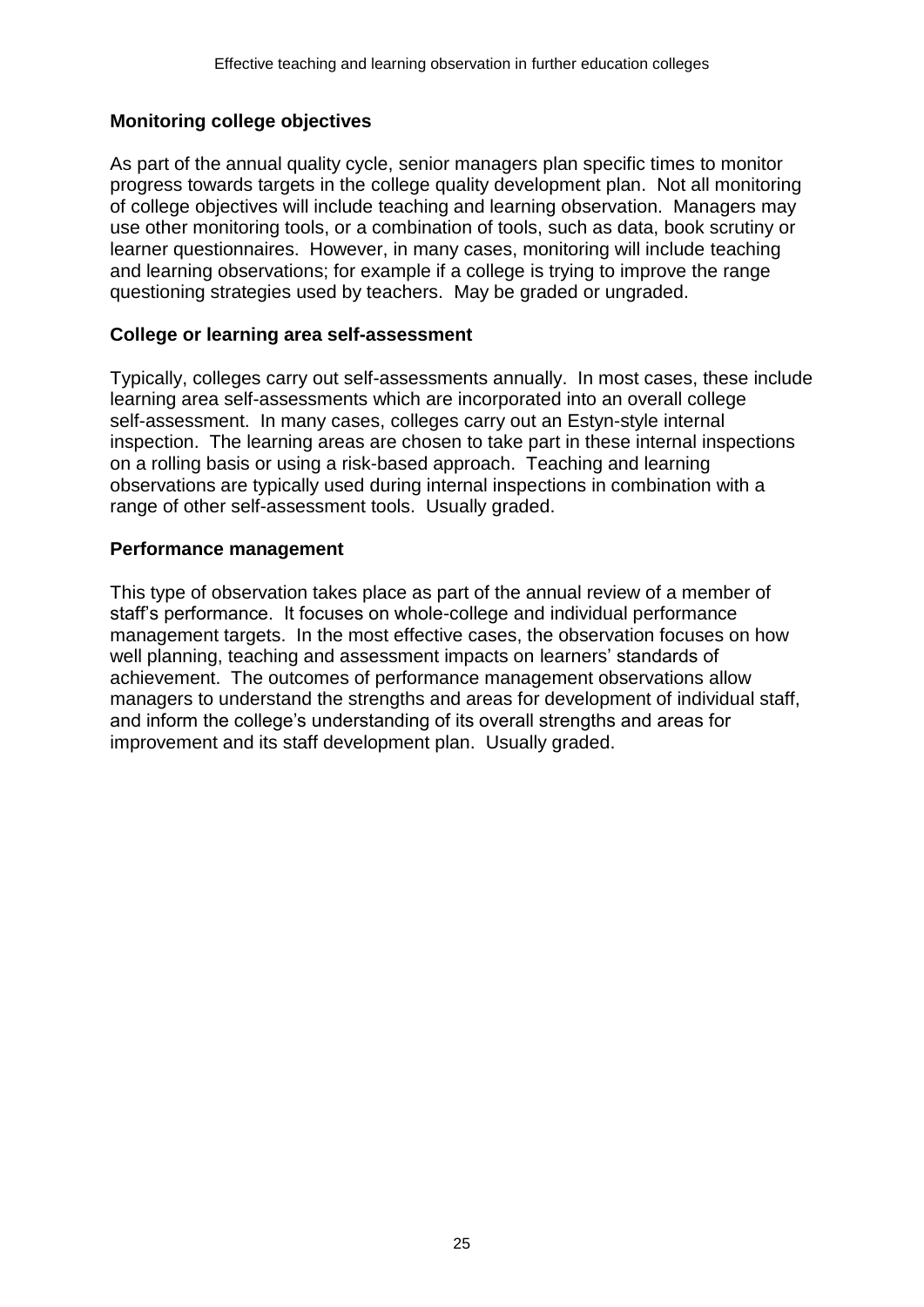**Monitoring college objectives**

As part of the annual quality cycle, senior managers plan specific times to monitor progress towards targets in the college quality development plan. Not all monitoring of college objectives will include teaching and learning observation. Managers may use other monitoring tools, or a combination of tools, such as data, book scrutiny or learner questionnaires. However, in many cases, monitoring will include teaching and learning observations; for example if a college is trying to improve the range questioning strategies used by teachers. May be graded or ungraded.

**College or learning area self-assessment**

Typically, colleges carry out self-assessments annually. In most cases, these include learning area self-assessments which are incorporated into an overall college self-assessment. In many cases, colleges carry out an Estyn-style internal inspection. The learning areas are chosen to take part in these internal inspections on a rolling basis or using a risk-based approach. Teaching and learning observations are typically used during internal inspections in combination with a range of other self-assessment tools. Usually graded.

**Performance management**

This type of observation takes place as part of the annual review of a member of staff's performance. It focuses on whole-college and individual performance management targets. In the most effective cases, the observation focuses on how well planning, teaching and assessment impacts on learners' standards of achievement. The outcomes of performance management observations allow managers to understand the strengths and areas for development of individual staff, and inform the college's understanding of its overall strengths and areas for improvement and its staff development plan. Usually graded.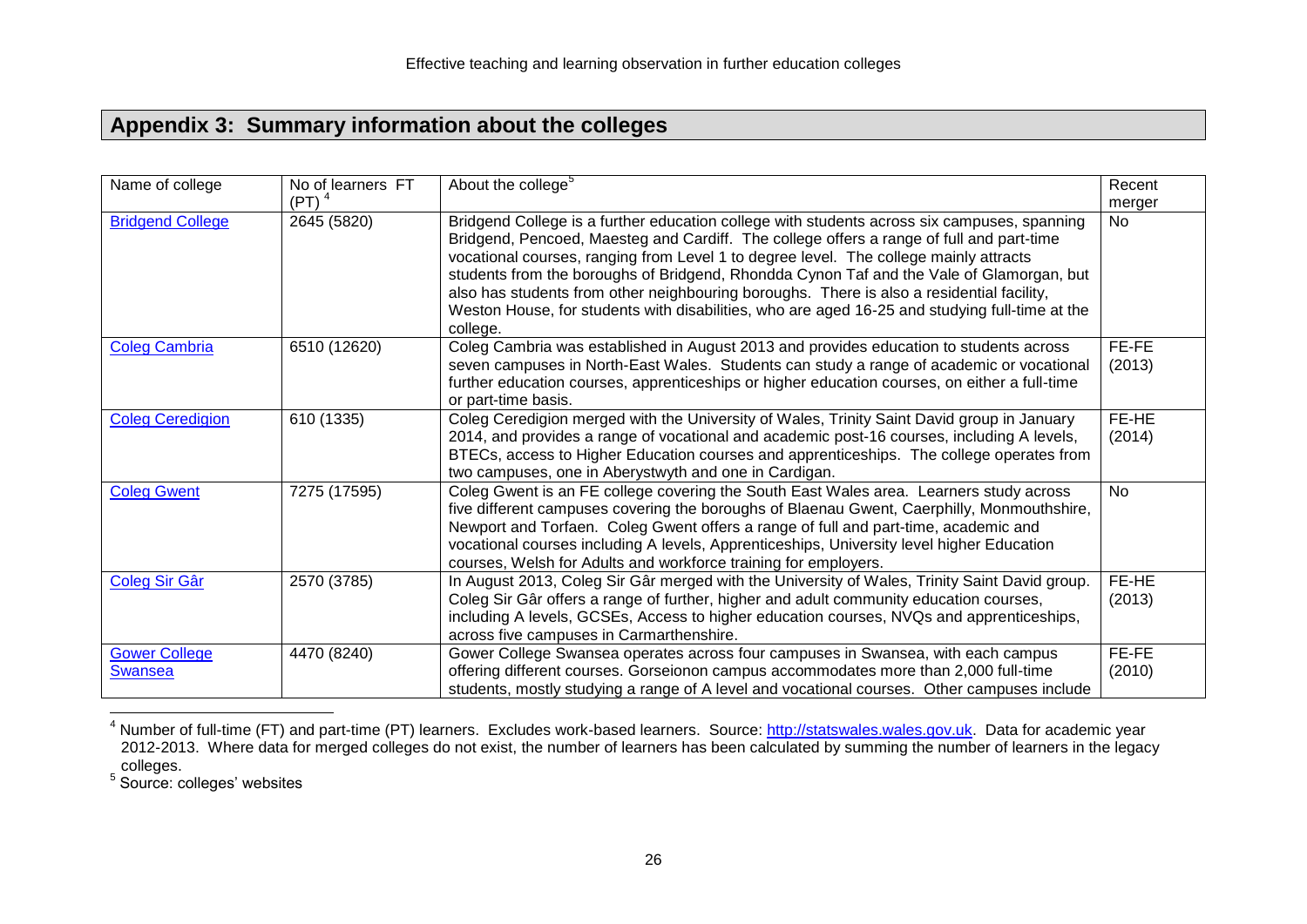## Appendix 3: Summary information about the colleges

| Name of college | No of learners FT (PT) [4] | About the college[5] | Recent merger |
|---|---|---|---|
| Bridgend College | 2645 (5820) | Bridgend College is a further education college with students across six campuses, spanning Bridgend, Pencoed, Maesteg and Cardiff. The college offers a range of full and part-time vocational courses, ranging from Level 1 to degree level. The college mainly attracts students from the boroughs of Bridgend, Rhondda Cynon Taf and the Vale of Glamorgan, but also has students from other neighbouring boroughs. There is also a residential facility, Weston House, for students with disabilities, who are aged 16-25 and studying full-time at the college. | No |
| Coleg Cambria | 6510 (12620) | Coleg Cambria was established in August 2013 and provides education to students across seven campuses in North-East Wales. Students can study a range of academic or vocational further education courses, apprenticeships or higher education courses, on either a full-time or part-time basis. | FE-FE (2013) |
| Coleg Ceredigion | 610 (1335) | Coleg Ceredigion merged with the University of Wales, Trinity Saint David group in January 2014, and provides a range of vocational and academic post-16 courses, including A levels, BTECs, access to Higher Education courses and apprenticeships. The college operates from two campuses, one in Aberystwyth and one in Cardigan. | FE-HE (2014) |
| Coleg Gwent | 7275 (17595) | Coleg Gwent is an FE college covering the South East Wales area. Learners study across five different campuses covering the boroughs of Blaenau Gwent, Caerphilly, Monmouthshire, Newport and Torfaen. Coleg Gwent offers a range of full and part-time, academic and vocational courses including A levels, Apprenticeships, University level higher Education courses, Welsh for Adults and workforce training for employers. | No |
| Coleg Sir Gâr | 2570 (3785) | In August 2013, Coleg Sir Gâr merged with the University of Wales, Trinity Saint David group. Coleg Sir Gâr offers a range of further, higher and adult community education courses, including A levels, GCSEs, Access to higher education courses, NVQs and apprenticeships, across five campuses in Carmarthenshire. | FE-HE (2013) |
| Gower College Swansea | 4470 (8240) | Gower College Swansea operates across four campuses in Swansea, with each campus offering different courses. Gorseinon campus accommodates more than 2,000 full-time students, mostly studying a range of A level and vocational courses. Other campuses include | FE-FE (2010) |

[4] Number of full-time (FT) and part-time (PT) learners. Excludes work-based learners. Source: http://statswales.wales.gov.uk. Data for academic year 2012-2013. Where data for merged colleges do not exist, the number of learners has been calculated by summing the number of learners in the legacy colleges.

[5] Source: colleges' websites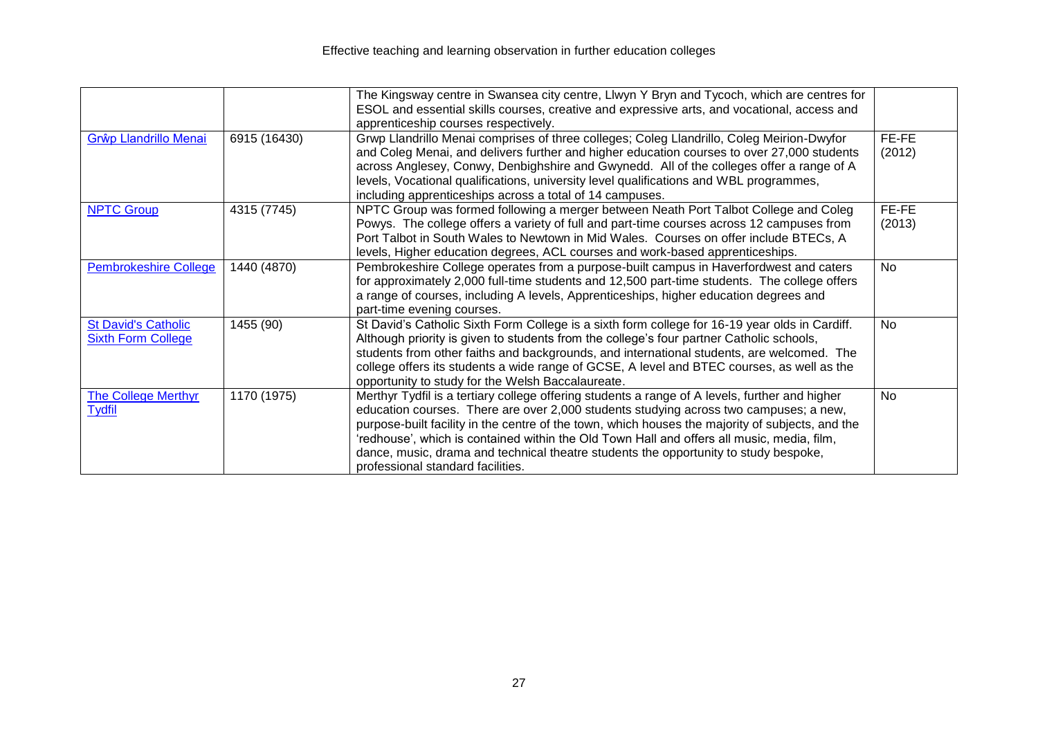| | | | |
|---|---|---|---|
| | | The Kingsway centre in Swansea city centre, Llwyn Y Bryn and Tycoch, which are centres for ESOL and essential skills courses, creative and expressive arts, and vocational, access and apprenticeship courses respectively. | |
| [Grŵp Llandrillo Menai]() | 6915 (16430) | Grwp Llandrillo Menai comprises of three colleges; Coleg Llandrillo, Coleg Meirion-Dwyfor and Coleg Menai, and delivers further and higher education courses to over 27,000 students across Anglesey, Conwy, Denbighshire and Gwynedd. All of the colleges offer a range of A levels, Vocational qualifications, university level qualifications and WBL programmes, including apprenticeships across a total of 14 campuses. | FE-FE (2012) |
| [NPTC Group]() | 4315 (7745) | NPTC Group was formed following a merger between Neath Port Talbot College and Coleg Powys. The college offers a variety of full and part-time courses across 12 campuses from Port Talbot in South Wales to Newtown in Mid Wales. Courses on offer include BTECs, A levels, Higher education degrees, ACL courses and work-based apprenticeships. | FE-FE (2013) |
| [Pembrokeshire College]() | 1440 (4870) | Pembrokeshire College operates from a purpose-built campus in Haverfordwest and caters for approximately 2,000 full-time students and 12,500 part-time students. The college offers a range of courses, including A levels, Apprenticeships, higher education degrees and part-time evening courses. | No |
| [St David's Catholic Sixth Form College]() | 1455 (90) | St David's Catholic Sixth Form College is a sixth form college for 16-19 year olds in Cardiff. Although priority is given to students from the college's four partner Catholic schools, students from other faiths and backgrounds, and international students, are welcomed. The college offers its students a wide range of GCSE, A level and BTEC courses, as well as the opportunity to study for the Welsh Baccalaureate. | No |
| [The College Merthyr Tydfil]() | 1170 (1975) | Merthyr Tydfil is a tertiary college offering students a range of A levels, further and higher education courses. There are over 2,000 students studying across two campuses; a new, purpose-built facility in the centre of the town, which houses the majority of subjects, and the 'redhouse', which is contained within the Old Town Hall and offers all music, media, film, dance, music, drama and technical theatre students the opportunity to study bespoke, professional standard facilities. | No |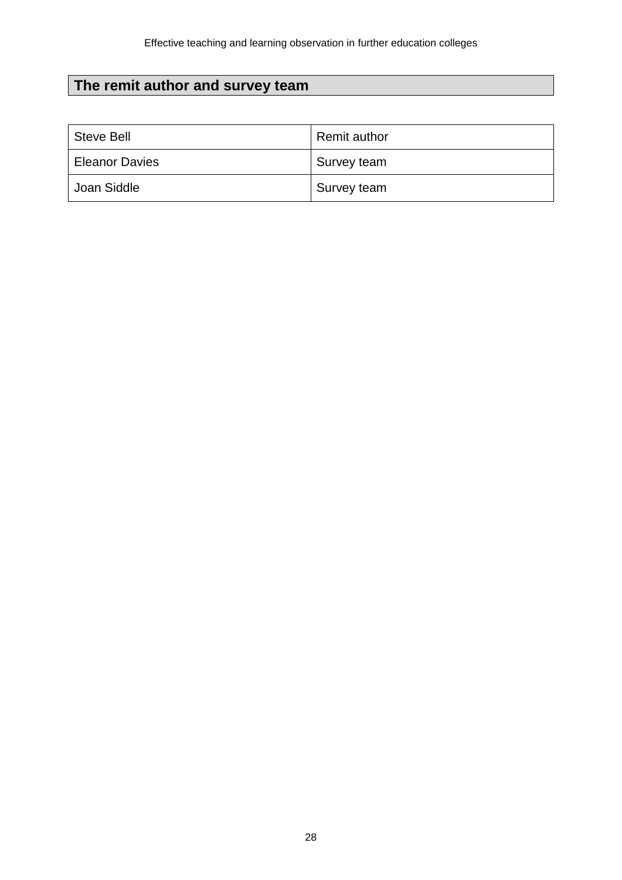## The remit author and survey team

| | |
|---|---|
| Steve Bell | Remit author |
| Eleanor Davies | Survey team |
| Joan Siddle | Survey team |